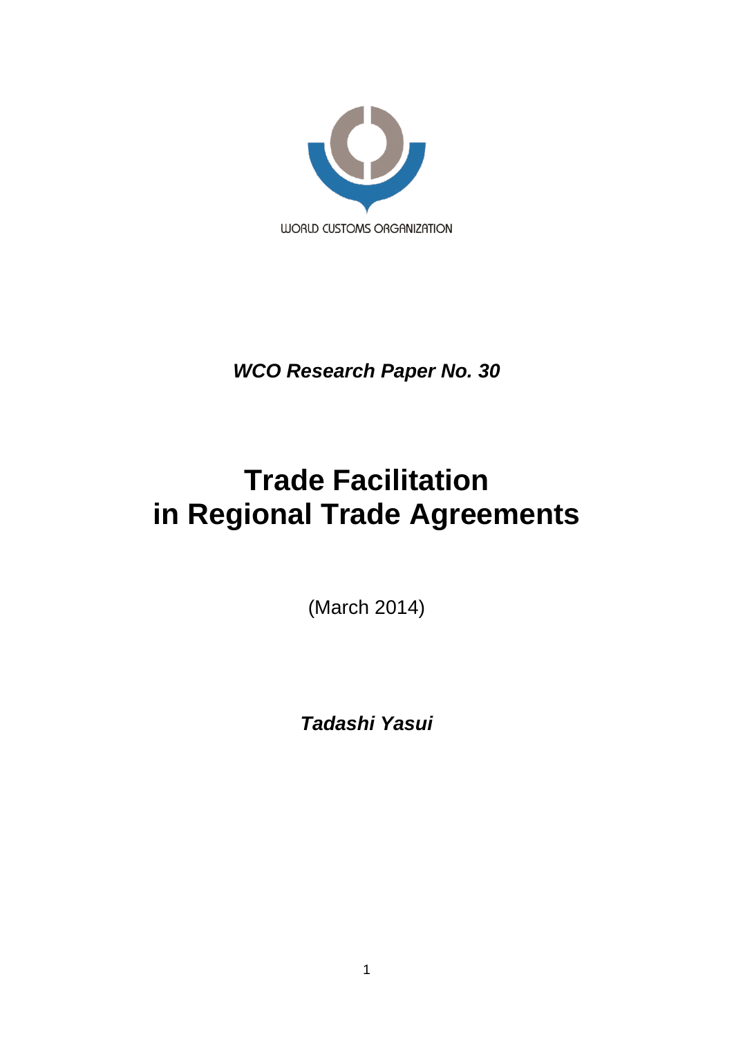WORLD CUSTOMS ORGANIZATION

***WCO Research Paper No. 30***

# Trade Facilitation in Regional Trade Agreements

(March 2014)

***Tadashi Yasui***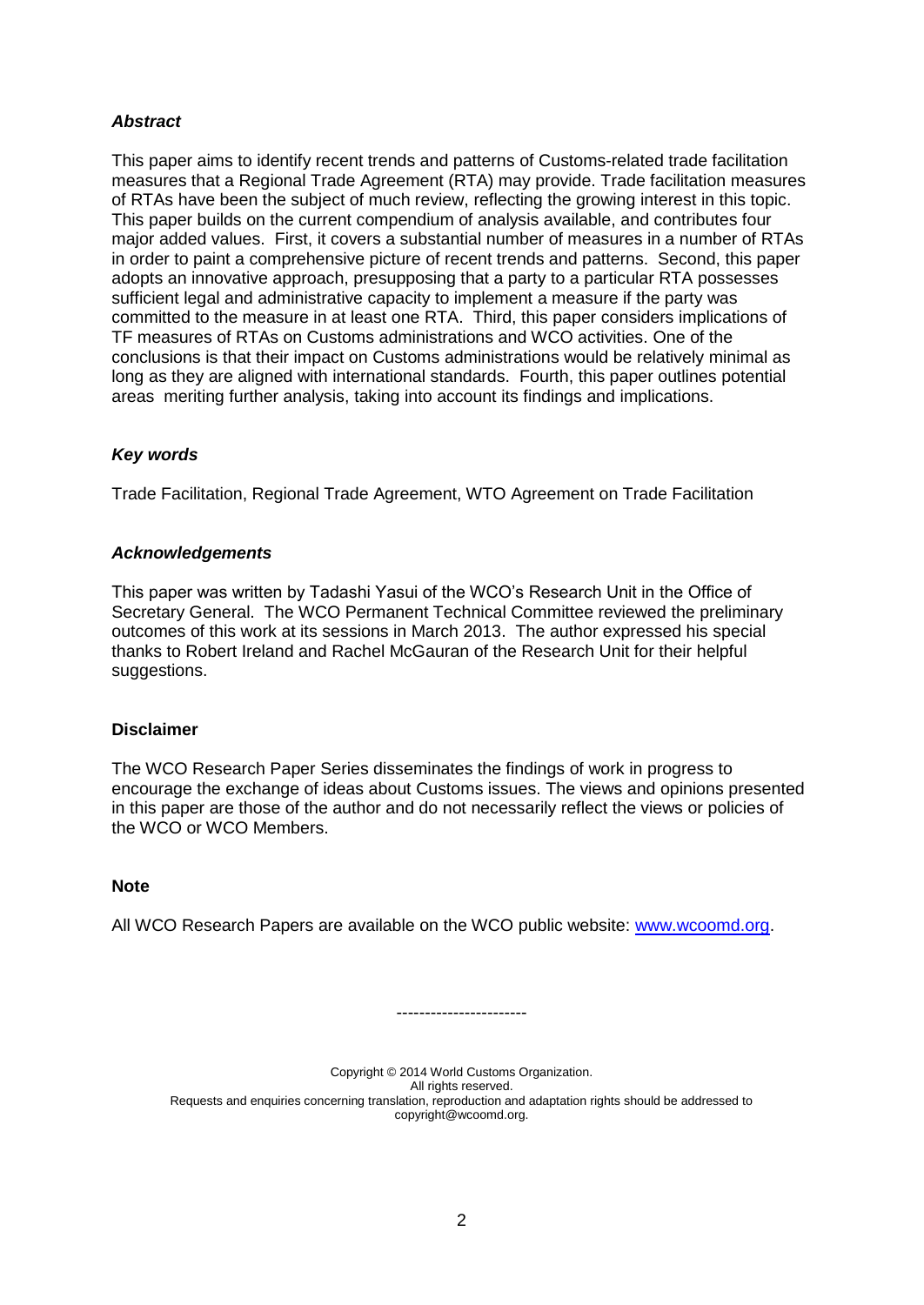### *Abstract*

This paper aims to identify recent trends and patterns of Customs-related trade facilitation measures that a Regional Trade Agreement (RTA) may provide. Trade facilitation measures of RTAs have been the subject of much review, reflecting the growing interest in this topic. This paper builds on the current compendium of analysis available, and contributes four major added values. First, it covers a substantial number of measures in a number of RTAs in order to paint a comprehensive picture of recent trends and patterns. Second, this paper adopts an innovative approach, presupposing that a party to a particular RTA possesses sufficient legal and administrative capacity to implement a measure if the party was committed to the measure in at least one RTA. Third, this paper considers implications of TF measures of RTAs on Customs administrations and WCO activities. One of the conclusions is that their impact on Customs administrations would be relatively minimal as long as they are aligned with international standards. Fourth, this paper outlines potential areas meriting further analysis, taking into account its findings and implications.

### *Key words*

Trade Facilitation, Regional Trade Agreement, WTO Agreement on Trade Facilitation

### *Acknowledgements*

This paper was written by Tadashi Yasui of the WCO's Research Unit in the Office of Secretary General. The WCO Permanent Technical Committee reviewed the preliminary outcomes of this work at its sessions in March 2013. The author expressed his special thanks to Robert Ireland and Rachel McGauran of the Research Unit for their helpful suggestions.

### Disclaimer

The WCO Research Paper Series disseminates the findings of work in progress to encourage the exchange of ideas about Customs issues. The views and opinions presented in this paper are those of the author and do not necessarily reflect the views or policies of the WCO or WCO Members.

### Note

All WCO Research Papers are available on the WCO public website: [www.wcoomd.org](http://www.wcoomd.org).

-----------------------

Copyright © 2014 World Customs Organization.
All rights reserved.
Requests and enquiries concerning translation, reproduction and adaptation rights should be addressed to copyright@wcoomd.org.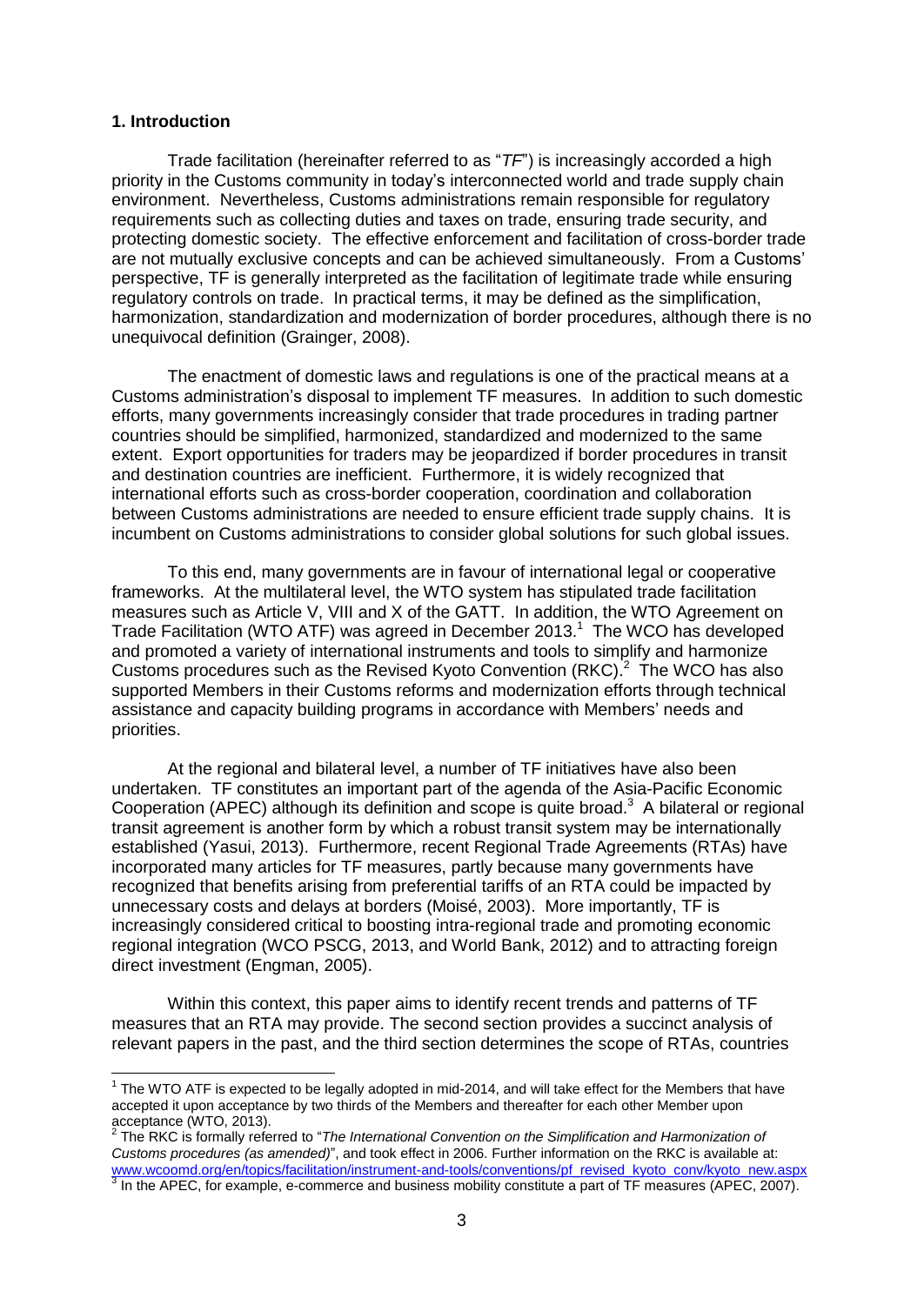## 1. Introduction

Trade facilitation (hereinafter referred to as "*TF*") is increasingly accorded a high priority in the Customs community in today's interconnected world and trade supply chain environment. Nevertheless, Customs administrations remain responsible for regulatory requirements such as collecting duties and taxes on trade, ensuring trade security, and protecting domestic society. The effective enforcement and facilitation of cross-border trade are not mutually exclusive concepts and can be achieved simultaneously. From a Customs' perspective, TF is generally interpreted as the facilitation of legitimate trade while ensuring regulatory controls on trade. In practical terms, it may be defined as the simplification, harmonization, standardization and modernization of border procedures, although there is no unequivocal definition (Grainger, 2008).

The enactment of domestic laws and regulations is one of the practical means at a Customs administration's disposal to implement TF measures. In addition to such domestic efforts, many governments increasingly consider that trade procedures in trading partner countries should be simplified, harmonized, standardized and modernized to the same extent. Export opportunities for traders may be jeopardized if border procedures in transit and destination countries are inefficient. Furthermore, it is widely recognized that international efforts such as cross-border cooperation, coordination and collaboration between Customs administrations are needed to ensure efficient trade supply chains. It is incumbent on Customs administrations to consider global solutions for such global issues.

To this end, many governments are in favour of international legal or cooperative frameworks. At the multilateral level, the WTO system has stipulated trade facilitation measures such as Article V, VIII and X of the GATT. In addition, the WTO Agreement on Trade Facilitation (WTO ATF) was agreed in December 2013.[1] The WCO has developed and promoted a variety of international instruments and tools to simplify and harmonize Customs procedures such as the Revised Kyoto Convention (RKC).[2] The WCO has also supported Members in their Customs reforms and modernization efforts through technical assistance and capacity building programs in accordance with Members' needs and priorities.

At the regional and bilateral level, a number of TF initiatives have also been undertaken. TF constitutes an important part of the agenda of the Asia-Pacific Economic Cooperation (APEC) although its definition and scope is quite broad.[3] A bilateral or regional transit agreement is another form by which a robust transit system may be internationally established (Yasui, 2013). Furthermore, recent Regional Trade Agreements (RTAs) have incorporated many articles for TF measures, partly because many governments have recognized that benefits arising from preferential tariffs of an RTA could be impacted by unnecessary costs and delays at borders (Moisé, 2003). More importantly, TF is increasingly considered critical to boosting intra-regional trade and promoting economic regional integration (WCO PSCG, 2013, and World Bank, 2012) and to attracting foreign direct investment (Engman, 2005).

Within this context, this paper aims to identify recent trends and patterns of TF measures that an RTA may provide. The second section provides a succinct analysis of relevant papers in the past, and the third section determines the scope of RTAs, countries

---

[1] The WTO ATF is expected to be legally adopted in mid-2014, and will take effect for the Members that have accepted it upon acceptance by two thirds of the Members and thereafter for each other Member upon acceptance (WTO, 2013).

[2] The RKC is formally referred to "*The International Convention on the Simplification and Harmonization of Customs procedures (as amended)*", and took effect in 2006. Further information on the RKC is available at: www.wcoomd.org/en/topics/facilitation/instrument-and-tools/conventions/pf_revised_kyoto_conv/kyoto_new.aspx

[3] In the APEC, for example, e-commerce and business mobility constitute a part of TF measures (APEC, 2007).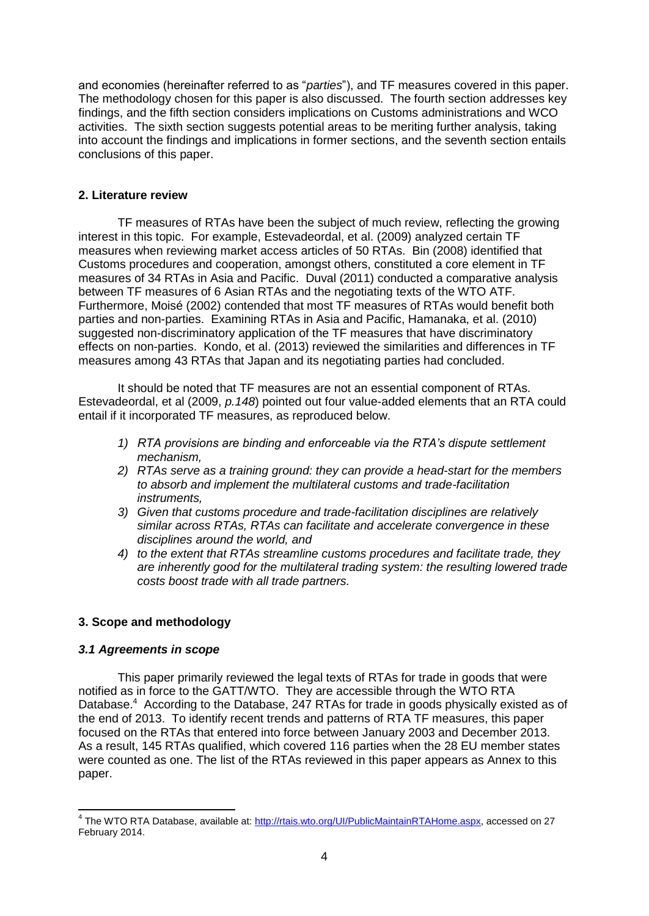and economies (hereinafter referred to as "*parties*"), and TF measures covered in this paper. The methodology chosen for this paper is also discussed. The fourth section addresses key findings, and the fifth section considers implications on Customs administrations and WCO activities. The sixth section suggests potential areas to be meriting further analysis, taking into account the findings and implications in former sections, and the seventh section entails conclusions of this paper.

## 2. Literature review

TF measures of RTAs have been the subject of much review, reflecting the growing interest in this topic. For example, Estevadeordal, et al. (2009) analyzed certain TF measures when reviewing market access articles of 50 RTAs. Bin (2008) identified that Customs procedures and cooperation, amongst others, constituted a core element in TF measures of 34 RTAs in Asia and Pacific. Duval (2011) conducted a comparative analysis between TF measures of 6 Asian RTAs and the negotiating texts of the WTO ATF. Furthermore, Moisé (2002) contended that most TF measures of RTAs would benefit both parties and non-parties. Examining RTAs in Asia and Pacific, Hamanaka, et al. (2010) suggested non-discriminatory application of the TF measures that have discriminatory effects on non-parties. Kondo, et al. (2013) reviewed the similarities and differences in TF measures among 43 RTAs that Japan and its negotiating parties had concluded.

It should be noted that TF measures are not an essential component of RTAs. Estevadeordal, et al (2009, *p.148*) pointed out four value-added elements that an RTA could entail if it incorporated TF measures, as reproduced below.

1) *RTA provisions are binding and enforceable via the RTA's dispute settlement mechanism,*
2) *RTAs serve as a training ground: they can provide a head-start for the members to absorb and implement the multilateral customs and trade-facilitation instruments,*
3) *Given that customs procedure and trade-facilitation disciplines are relatively similar across RTAs, RTAs can facilitate and accelerate convergence in these disciplines around the world, and*
4) *to the extent that RTAs streamline customs procedures and facilitate trade, they are inherently good for the multilateral trading system: the resulting lowered trade costs boost trade with all trade partners.*

## 3. Scope and methodology

### *3.1 Agreements in scope*

This paper primarily reviewed the legal texts of RTAs for trade in goods that were notified as in force to the GATT/WTO. They are accessible through the WTO RTA Database.[4] According to the Database, 247 RTAs for trade in goods physically existed as of the end of 2013. To identify recent trends and patterns of RTA TF measures, this paper focused on the RTAs that entered into force between January 2003 and December 2013. As a result, 145 RTAs qualified, which covered 116 parties when the 28 EU member states were counted as one. The list of the RTAs reviewed in this paper appears as Annex to this paper.

---

[4] The WTO RTA Database, available at: http://rtais.wto.org/UI/PublicMaintainRTAHome.aspx, accessed on 27 February 2014.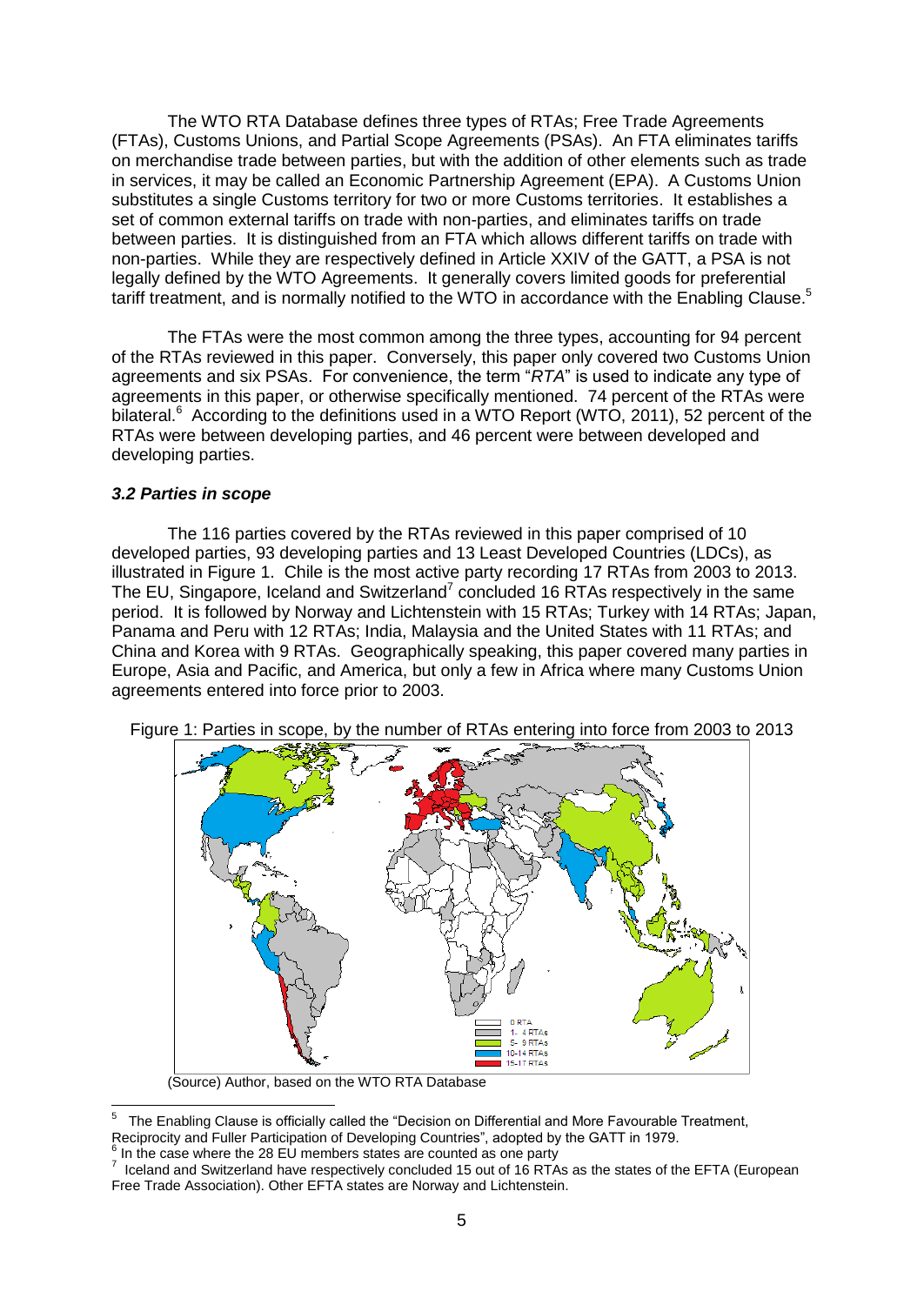The WTO RTA Database defines three types of RTAs; Free Trade Agreements (FTAs), Customs Unions, and Partial Scope Agreements (PSAs). An FTA eliminates tariffs on merchandise trade between parties, but with the addition of other elements such as trade in services, it may be called an Economic Partnership Agreement (EPA). A Customs Union substitutes a single Customs territory for two or more Customs territories. It establishes a set of common external tariffs on trade with non-parties, and eliminates tariffs on trade between parties. It is distinguished from an FTA which allows different tariffs on trade with non-parties. While they are respectively defined in Article XXIV of the GATT, a PSA is not legally defined by the WTO Agreements. It generally covers limited goods for preferential tariff treatment, and is normally notified to the WTO in accordance with the Enabling Clause.[5]

The FTAs were the most common among the three types, accounting for 94 percent of the RTAs reviewed in this paper. Conversely, this paper only covered two Customs Union agreements and six PSAs. For convenience, the term "*RTA*" is used to indicate any type of agreements in this paper, or otherwise specifically mentioned. 74 percent of the RTAs were bilateral.[6] According to the definitions used in a WTO Report (WTO, 2011), 52 percent of the RTAs were between developing parties, and 46 percent were between developed and developing parties.

### *3.2 Parties in scope*

The 116 parties covered by the RTAs reviewed in this paper comprised of 10 developed parties, 93 developing parties and 13 Least Developed Countries (LDCs), as illustrated in Figure 1. Chile is the most active party recording 17 RTAs from 2003 to 2013. The EU, Singapore, Iceland and Switzerland[7] concluded 16 RTAs respectively in the same period. It is followed by Norway and Lichtenstein with 15 RTAs; Turkey with 14 RTAs; Japan, Panama and Peru with 12 RTAs; India, Malaysia and the United States with 11 RTAs; and China and Korea with 9 RTAs. Geographically speaking, this paper covered many parties in Europe, Asia and Pacific, and America, but only a few in Africa where many Customs Union agreements entered into force prior to 2003.

Figure 1: Parties in scope, by the number of RTAs entering into force from 2003 to 2013

0 RTA
1- 4 RTAs
5- 9 RTAs
10-14 RTAs
15-17 RTAs

(Source) Author, based on the WTO RTA Database

---

[5] The Enabling Clause is officially called the "Decision on Differential and More Favourable Treatment, Reciprocity and Fuller Participation of Developing Countries", adopted by the GATT in 1979.

[6] In the case where the 28 EU members states are counted as one party

[7] Iceland and Switzerland have respectively concluded 15 out of 16 RTAs as the states of the EFTA (European Free Trade Association). Other EFTA states are Norway and Lichtenstein.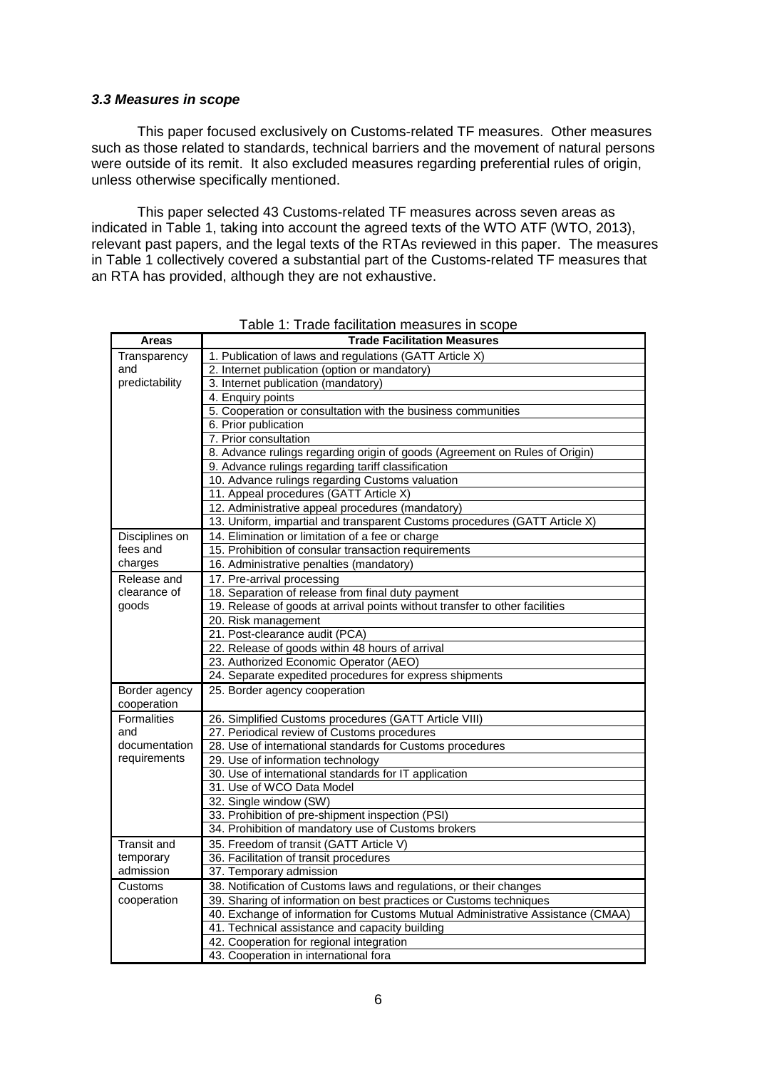### *3.3 Measures in scope*

This paper focused exclusively on Customs-related TF measures. Other measures such as those related to standards, technical barriers and the movement of natural persons were outside of its remit. It also excluded measures regarding preferential rules of origin, unless otherwise specifically mentioned.

This paper selected 43 Customs-related TF measures across seven areas as indicated in Table 1, taking into account the agreed texts of the WTO ATF (WTO, 2013), relevant past papers, and the legal texts of the RTAs reviewed in this paper. The measures in Table 1 collectively covered a substantial part of the Customs-related TF measures that an RTA has provided, although they are not exhaustive.

Table 1: Trade facilitation measures in scope

| Areas | Trade Facilitation Measures |
|---|---|
| Transparency and predictability | 1. Publication of laws and regulations (GATT Article X) |
| | 2. Internet publication (option or mandatory) |
| | 3. Internet publication (mandatory) |
| | 4. Enquiry points |
| | 5. Cooperation or consultation with the business communities |
| | 6. Prior publication |
| | 7. Prior consultation |
| | 8. Advance rulings regarding origin of goods (Agreement on Rules of Origin) |
| | 9. Advance rulings regarding tariff classification |
| | 10. Advance rulings regarding Customs valuation |
| | 11. Appeal procedures (GATT Article X) |
| | 12. Administrative appeal procedures (mandatory) |
| | 13. Uniform, impartial and transparent Customs procedures (GATT Article X) |
| Disciplines on fees and charges | 14. Elimination or limitation of a fee or charge |
| | 15. Prohibition of consular transaction requirements |
| | 16. Administrative penalties (mandatory) |
| Release and clearance of goods | 17. Pre-arrival processing |
| | 18. Separation of release from final duty payment |
| | 19. Release of goods at arrival points without transfer to other facilities |
| | 20. Risk management |
| | 21. Post-clearance audit (PCA) |
| | 22. Release of goods within 48 hours of arrival |
| | 23. Authorized Economic Operator (AEO) |
| | 24. Separate expedited procedures for express shipments |
| Border agency cooperation | 25. Border agency cooperation |
| Formalities and documentation requirements | 26. Simplified Customs procedures (GATT Article VIII) |
| | 27. Periodical review of Customs procedures |
| | 28. Use of international standards for Customs procedures |
| | 29. Use of information technology |
| | 30. Use of international standards for IT application |
| | 31. Use of WCO Data Model |
| | 32. Single window (SW) |
| | 33. Prohibition of pre-shipment inspection (PSI) |
| | 34. Prohibition of mandatory use of Customs brokers |
| Transit and temporary admission | 35. Freedom of transit (GATT Article V) |
| | 36. Facilitation of transit procedures |
| | 37. Temporary admission |
| Customs cooperation | 38. Notification of Customs laws and regulations, or their changes |
| | 39. Sharing of information on best practices or Customs techniques |
| | 40. Exchange of information for Customs Mutual Administrative Assistance (CMAA) |
| | 41. Technical assistance and capacity building |
| | 42. Cooperation for regional integration |
| | 43. Cooperation in international fora |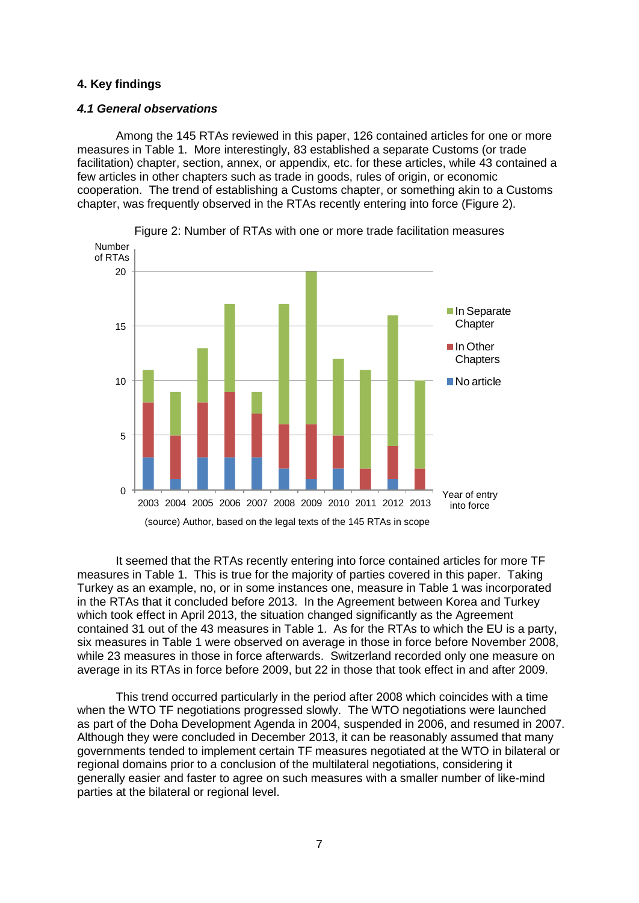## 4. Key findings

### *4.1 General observations*

Among the 145 RTAs reviewed in this paper, 126 contained articles for one or more measures in Table 1. More interestingly, 83 established a separate Customs (or trade facilitation) chapter, section, annex, or appendix, etc. for these articles, while 43 contained a few articles in other chapters such as trade in goods, rules of origin, or economic cooperation. The trend of establishing a Customs chapter, or something akin to a Customs chapter, was frequently observed in the RTAs recently entering into force (Figure 2).

Figure 2: Number of RTAs with one or more trade facilitation measures

(source) Author, based on the legal texts of the 145 RTAs in scope

It seemed that the RTAs recently entering into force contained articles for more TF measures in Table 1. This is true for the majority of parties covered in this paper. Taking Turkey as an example, no, or in some instances one, measure in Table 1 was incorporated in the RTAs that it concluded before 2013. In the Agreement between Korea and Turkey which took effect in April 2013, the situation changed significantly as the Agreement contained 31 out of the 43 measures in Table 1. As for the RTAs to which the EU is a party, six measures in Table 1 were observed on average in those in force before November 2008, while 23 measures in those in force afterwards. Switzerland recorded only one measure on average in its RTAs in force before 2009, but 22 in those that took effect in and after 2009.

This trend occurred particularly in the period after 2008 which coincides with a time when the WTO TF negotiations progressed slowly. The WTO negotiations were launched as part of the Doha Development Agenda in 2004, suspended in 2006, and resumed in 2007. Although they were concluded in December 2013, it can be reasonably assumed that many governments tended to implement certain TF measures negotiated at the WTO in bilateral or regional domains prior to a conclusion of the multilateral negotiations, considering it generally easier and faster to agree on such measures with a smaller number of like-mind parties at the bilateral or regional level.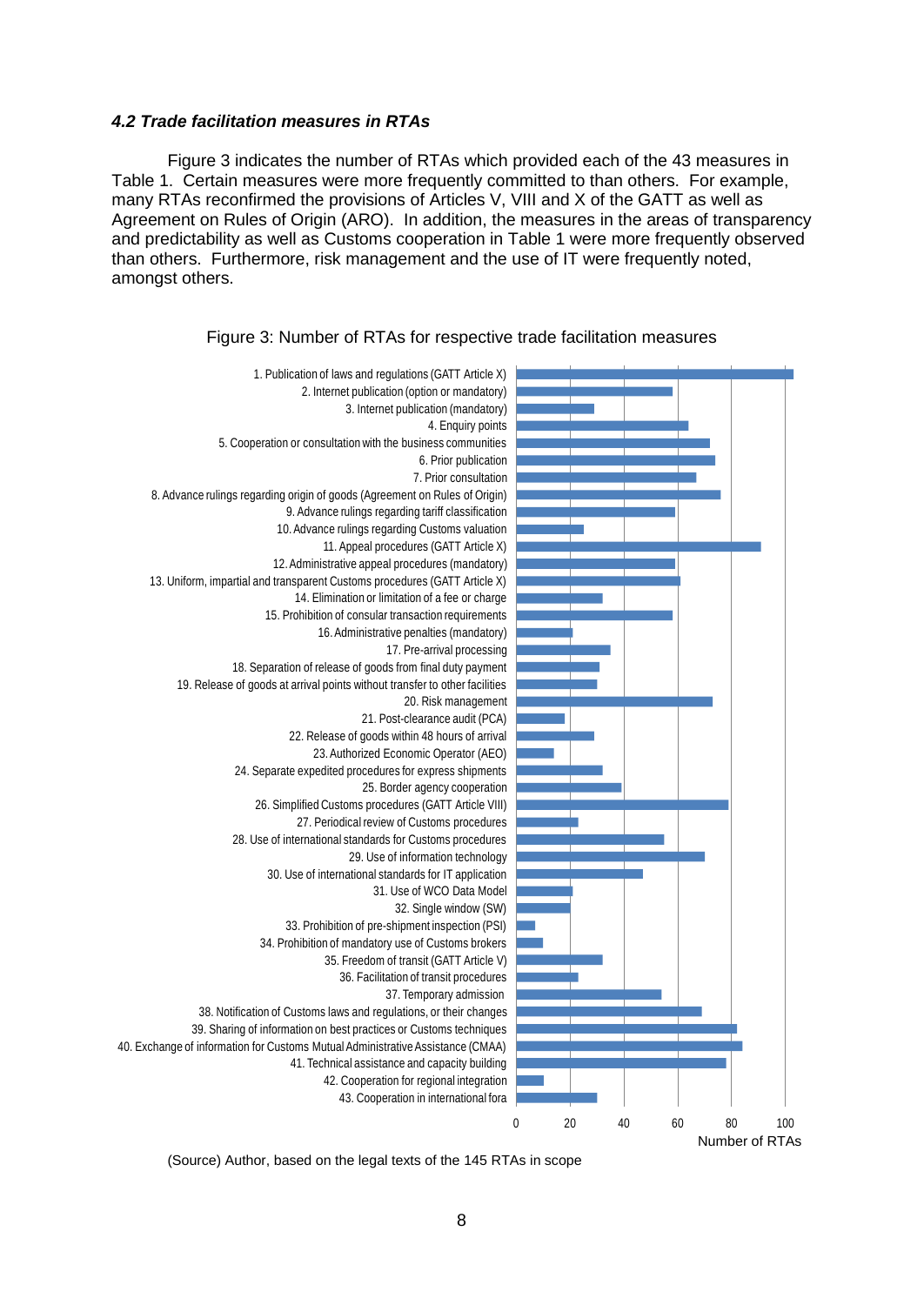### *4.2 Trade facilitation measures in RTAs*

Figure 3 indicates the number of RTAs which provided each of the 43 measures in Table 1. Certain measures were more frequently committed to than others. For example, many RTAs reconfirmed the provisions of Articles V, VIII and X of the GATT as well as Agreement on Rules of Origin (ARO). In addition, the measures in the areas of transparency and predictability as well as Customs cooperation in Table 1 were more frequently observed than others. Furthermore, risk management and the use of IT were frequently noted, amongst others.

Figure 3: Number of RTAs for respective trade facilitation measures

1. Publication of laws and regulations (GATT Article X)
2. Internet publication (option or mandatory)
3. Internet publication (mandatory)
4. Enquiry points
5. Cooperation or consultation with the business communities
6. Prior publication
7. Prior consultation
8. Advance rulings regarding origin of goods (Agreement on Rules of Origin)
9. Advance rulings regarding tariff classification
10. Advance rulings regarding Customs valuation
11. Appeal procedures (GATT Article X)
12. Administrative appeal procedures (mandatory)
13. Uniform, impartial and transparent Customs procedures (GATT Article X)
14. Elimination or limitation of a fee or charge
15. Prohibition of consular transaction requirements
16. Administrative penalties (mandatory)
17. Pre-arrival processing
18. Separation of release of goods from final duty payment
19. Release of goods at arrival points without transfer to other facilities
20. Risk management
21. Post-clearance audit (PCA)
22. Release of goods within 48 hours of arrival
23. Authorized Economic Operator (AEO)
24. Separate expedited procedures for express shipments
25. Border agency cooperation
26. Simplified Customs procedures (GATT Article VIII)
27. Periodical review of Customs procedures
28. Use of international standards for Customs procedures
29. Use of information technology
30. Use of international standards for IT application
31. Use of WCO Data Model
32. Single window (SW)
33. Prohibition of pre-shipment inspection (PSI)
34. Prohibition of mandatory use of Customs brokers
35. Freedom of transit (GATT Article V)
36. Facilitation of transit procedures
37. Temporary admission
38. Notification of Customs laws and regulations, or their changes
39. Sharing of information on best practices or Customs techniques
40. Exchange of information for Customs Mutual Administrative Assistance (CMAA)
41. Technical assistance and capacity building
42. Cooperation for regional integration
43. Cooperation in international fora

0 20 40 60 80 100
Number of RTAs

(Source) Author, based on the legal texts of the 145 RTAs in scope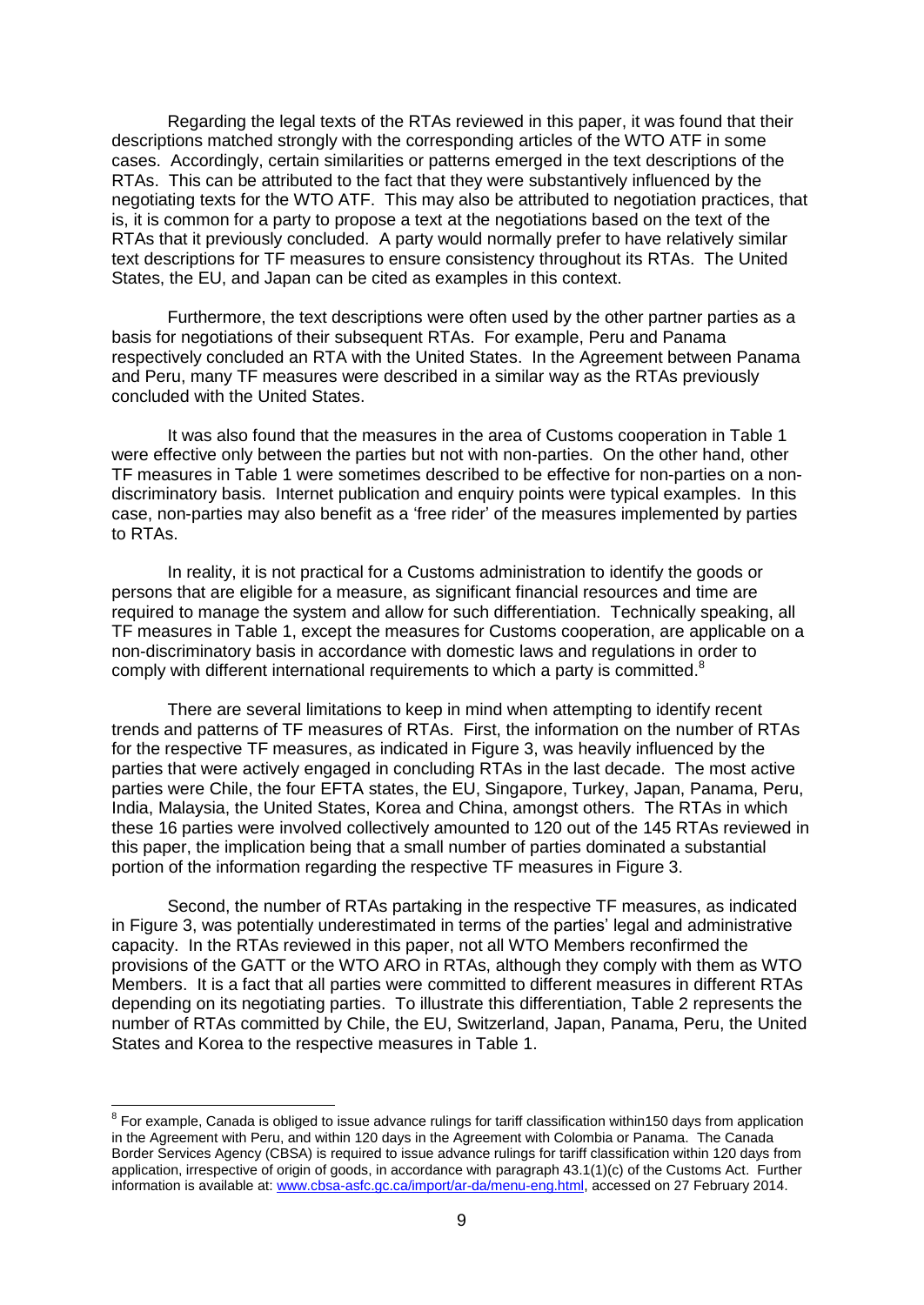Regarding the legal texts of the RTAs reviewed in this paper, it was found that their descriptions matched strongly with the corresponding articles of the WTO ATF in some cases. Accordingly, certain similarities or patterns emerged in the text descriptions of the RTAs. This can be attributed to the fact that they were substantively influenced by the negotiating texts for the WTO ATF. This may also be attributed to negotiation practices, that is, it is common for a party to propose a text at the negotiations based on the text of the RTAs that it previously concluded. A party would normally prefer to have relatively similar text descriptions for TF measures to ensure consistency throughout its RTAs. The United States, the EU, and Japan can be cited as examples in this context.

Furthermore, the text descriptions were often used by the other partner parties as a basis for negotiations of their subsequent RTAs. For example, Peru and Panama respectively concluded an RTA with the United States. In the Agreement between Panama and Peru, many TF measures were described in a similar way as the RTAs previously concluded with the United States.

It was also found that the measures in the area of Customs cooperation in Table 1 were effective only between the parties but not with non-parties. On the other hand, other TF measures in Table 1 were sometimes described to be effective for non-parties on a non-discriminatory basis. Internet publication and enquiry points were typical examples. In this case, non-parties may also benefit as a 'free rider' of the measures implemented by parties to RTAs.

In reality, it is not practical for a Customs administration to identify the goods or persons that are eligible for a measure, as significant financial resources and time are required to manage the system and allow for such differentiation. Technically speaking, all TF measures in Table 1, except the measures for Customs cooperation, are applicable on a non-discriminatory basis in accordance with domestic laws and regulations in order to comply with different international requirements to which a party is committed.[8]

There are several limitations to keep in mind when attempting to identify recent trends and patterns of TF measures of RTAs. First, the information on the number of RTAs for the respective TF measures, as indicated in Figure 3, was heavily influenced by the parties that were actively engaged in concluding RTAs in the last decade. The most active parties were Chile, the four EFTA states, the EU, Singapore, Turkey, Japan, Panama, Peru, India, Malaysia, the United States, Korea and China, amongst others. The RTAs in which these 16 parties were involved collectively amounted to 120 out of the 145 RTAs reviewed in this paper, the implication being that a small number of parties dominated a substantial portion of the information regarding the respective TF measures in Figure 3.

Second, the number of RTAs partaking in the respective TF measures, as indicated in Figure 3, was potentially underestimated in terms of the parties' legal and administrative capacity. In the RTAs reviewed in this paper, not all WTO Members reconfirmed the provisions of the GATT or the WTO ARO in RTAs, although they comply with them as WTO Members. It is a fact that all parties were committed to different measures in different RTAs depending on its negotiating parties. To illustrate this differentiation, Table 2 represents the number of RTAs committed by Chile, the EU, Switzerland, Japan, Panama, Peru, the United States and Korea to the respective measures in Table 1.

---

[8] For example, Canada is obliged to issue advance rulings for tariff classification within150 days from application in the Agreement with Peru, and within 120 days in the Agreement with Colombia or Panama. The Canada Border Services Agency (CBSA) is required to issue advance rulings for tariff classification within 120 days from application, irrespective of origin of goods, in accordance with paragraph 43.1(1)(c) of the Customs Act. Further information is available at: www.cbsa-asfc.gc.ca/import/ar-da/menu-eng.html, accessed on 27 February 2014.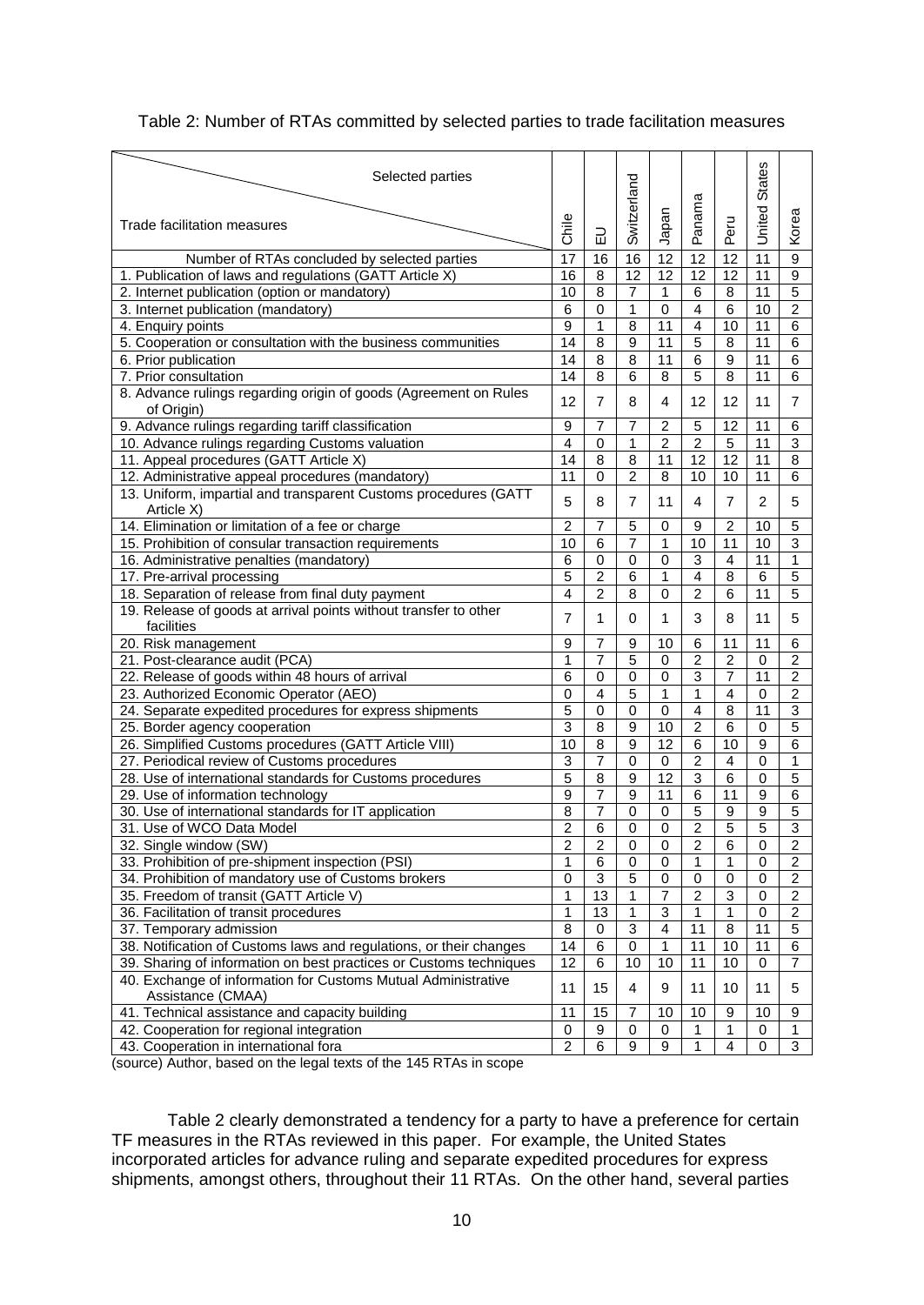Table 2: Number of RTAs committed by selected parties to trade facilitation measures

| Trade facilitation measures \ Selected parties | Chile | EU | Switzerland | Japan | Panama | Peru | United States | Korea |
|---|---|---|---|---|---|---|---|---|
| Number of RTAs concluded by selected parties | 17 | 16 | 16 | 12 | 12 | 12 | 11 | 9 |
| 1. Publication of laws and regulations (GATT Article X) | 16 | 8 | 12 | 12 | 12 | 12 | 11 | 9 |
| 2. Internet publication (option or mandatory) | 10 | 8 | 7 | 1 | 6 | 8 | 11 | 5 |
| 3. Internet publication (mandatory) | 6 | 0 | 1 | 0 | 4 | 6 | 10 | 2 |
| 4. Enquiry points | 9 | 1 | 8 | 11 | 4 | 10 | 11 | 6 |
| 5. Cooperation or consultation with the business communities | 14 | 8 | 9 | 11 | 5 | 8 | 11 | 6 |
| 6. Prior publication | 14 | 8 | 8 | 11 | 6 | 9 | 11 | 6 |
| 7. Prior consultation | 14 | 8 | 6 | 8 | 5 | 8 | 11 | 6 |
| 8. Advance rulings regarding origin of goods (Agreement on Rules of Origin) | 12 | 7 | 8 | 4 | 12 | 12 | 11 | 7 |
| 9. Advance rulings regarding tariff classification | 9 | 7 | 7 | 2 | 5 | 12 | 11 | 6 |
| 10. Advance rulings regarding Customs valuation | 4 | 0 | 1 | 2 | 2 | 5 | 11 | 3 |
| 11. Appeal procedures (GATT Article X) | 14 | 8 | 8 | 11 | 12 | 12 | 11 | 8 |
| 12. Administrative appeal procedures (mandatory) | 11 | 0 | 2 | 8 | 10 | 10 | 11 | 6 |
| 13. Uniform, impartial and transparent Customs procedures (GATT Article X) | 5 | 8 | 7 | 11 | 4 | 7 | 2 | 5 |
| 14. Elimination or limitation of a fee or charge | 2 | 7 | 5 | 0 | 9 | 2 | 10 | 5 |
| 15. Prohibition of consular transaction requirements | 10 | 6 | 7 | 1 | 10 | 11 | 10 | 3 |
| 16. Administrative penalties (mandatory) | 6 | 0 | 0 | 0 | 3 | 4 | 11 | 1 |
| 17. Pre-arrival processing | 5 | 2 | 6 | 1 | 4 | 8 | 6 | 5 |
| 18. Separation of release from final duty payment | 4 | 2 | 8 | 0 | 2 | 6 | 11 | 5 |
| 19. Release of goods at arrival points without transfer to other facilities | 7 | 1 | 0 | 1 | 3 | 8 | 11 | 5 |
| 20. Risk management | 9 | 7 | 9 | 10 | 6 | 11 | 11 | 6 |
| 21. Post-clearance audit (PCA) | 1 | 7 | 5 | 0 | 2 | 2 | 0 | 2 |
| 22. Release of goods within 48 hours of arrival | 6 | 0 | 0 | 0 | 3 | 7 | 11 | 2 |
| 23. Authorized Economic Operator (AEO) | 0 | 4 | 5 | 1 | 1 | 4 | 0 | 2 |
| 24. Separate expedited procedures for express shipments | 5 | 0 | 0 | 0 | 4 | 8 | 11 | 3 |
| 25. Border agency cooperation | 3 | 8 | 9 | 10 | 2 | 6 | 0 | 5 |
| 26. Simplified Customs procedures (GATT Article VIII) | 10 | 8 | 9 | 12 | 6 | 10 | 9 | 6 |
| 27. Periodical review of Customs procedures | 3 | 7 | 0 | 0 | 2 | 4 | 0 | 1 |
| 28. Use of international standards for Customs procedures | 5 | 8 | 9 | 12 | 3 | 6 | 0 | 5 |
| 29. Use of information technology | 9 | 7 | 9 | 11 | 6 | 11 | 9 | 6 |
| 30. Use of international standards for IT application | 8 | 7 | 0 | 0 | 5 | 9 | 9 | 5 |
| 31. Use of WCO Data Model | 2 | 6 | 0 | 0 | 2 | 5 | 5 | 3 |
| 32. Single window (SW) | 2 | 2 | 0 | 0 | 2 | 6 | 0 | 2 |
| 33. Prohibition of pre-shipment inspection (PSI) | 1 | 6 | 0 | 0 | 1 | 1 | 0 | 2 |
| 34. Prohibition of mandatory use of Customs brokers | 0 | 3 | 5 | 0 | 0 | 0 | 0 | 2 |
| 35. Freedom of transit (GATT Article V) | 1 | 13 | 1 | 7 | 2 | 3 | 0 | 2 |
| 36. Facilitation of transit procedures | 1 | 13 | 1 | 3 | 1 | 1 | 0 | 2 |
| 37. Temporary admission | 8 | 0 | 3 | 4 | 11 | 8 | 11 | 5 |
| 38. Notification of Customs laws and regulations, or their changes | 14 | 6 | 0 | 1 | 11 | 10 | 11 | 6 |
| 39. Sharing of information on best practices or Customs techniques | 12 | 6 | 10 | 10 | 11 | 10 | 0 | 7 |
| 40. Exchange of information for Customs Mutual Administrative Assistance (CMAA) | 11 | 15 | 4 | 9 | 11 | 10 | 11 | 5 |
| 41. Technical assistance and capacity building | 11 | 15 | 7 | 10 | 10 | 9 | 10 | 9 |
| 42. Cooperation for regional integration | 0 | 9 | 0 | 0 | 1 | 1 | 0 | 1 |
| 43. Cooperation in international fora | 2 | 6 | 9 | 9 | 1 | 4 | 0 | 3 |

(source) Author, based on the legal texts of the 145 RTAs in scope

Table 2 clearly demonstrated a tendency for a party to have a preference for certain TF measures in the RTAs reviewed in this paper. For example, the United States incorporated articles for advance ruling and separate expedited procedures for express shipments, amongst others, throughout their 11 RTAs. On the other hand, several parties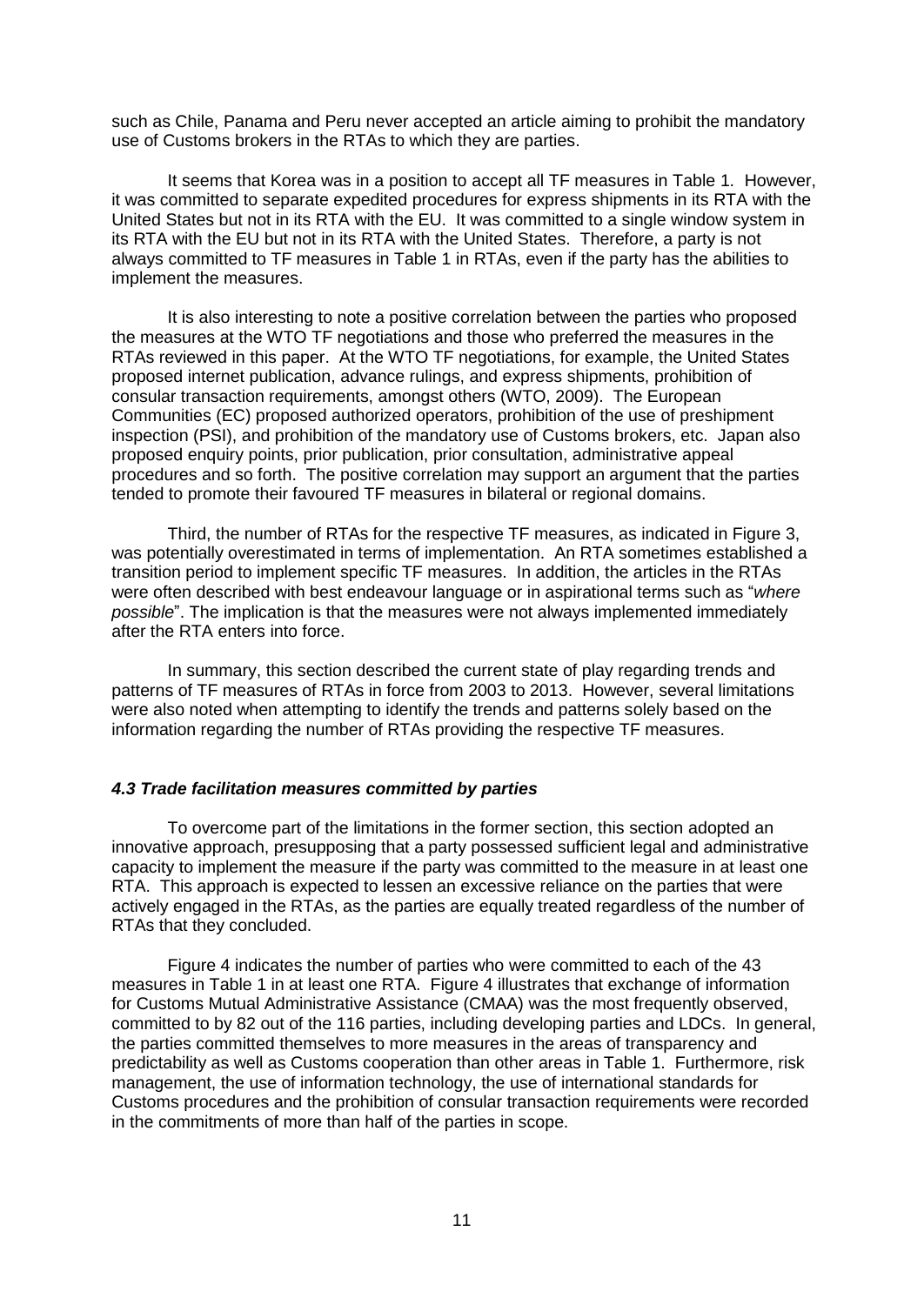such as Chile, Panama and Peru never accepted an article aiming to prohibit the mandatory use of Customs brokers in the RTAs to which they are parties.

It seems that Korea was in a position to accept all TF measures in Table 1. However, it was committed to separate expedited procedures for express shipments in its RTA with the United States but not in its RTA with the EU. It was committed to a single window system in its RTA with the EU but not in its RTA with the United States. Therefore, a party is not always committed to TF measures in Table 1 in RTAs, even if the party has the abilities to implement the measures.

It is also interesting to note a positive correlation between the parties who proposed the measures at the WTO TF negotiations and those who preferred the measures in the RTAs reviewed in this paper. At the WTO TF negotiations, for example, the United States proposed internet publication, advance rulings, and express shipments, prohibition of consular transaction requirements, amongst others (WTO, 2009). The European Communities (EC) proposed authorized operators, prohibition of the use of preshipment inspection (PSI), and prohibition of the mandatory use of Customs brokers, etc. Japan also proposed enquiry points, prior publication, prior consultation, administrative appeal procedures and so forth. The positive correlation may support an argument that the parties tended to promote their favoured TF measures in bilateral or regional domains.

Third, the number of RTAs for the respective TF measures, as indicated in Figure 3, was potentially overestimated in terms of implementation. An RTA sometimes established a transition period to implement specific TF measures. In addition, the articles in the RTAs were often described with best endeavour language or in aspirational terms such as "*where possible*". The implication is that the measures were not always implemented immediately after the RTA enters into force.

In summary, this section described the current state of play regarding trends and patterns of TF measures of RTAs in force from 2003 to 2013. However, several limitations were also noted when attempting to identify the trends and patterns solely based on the information regarding the number of RTAs providing the respective TF measures.

### *4.3 Trade facilitation measures committed by parties*

To overcome part of the limitations in the former section, this section adopted an innovative approach, presupposing that a party possessed sufficient legal and administrative capacity to implement the measure if the party was committed to the measure in at least one RTA. This approach is expected to lessen an excessive reliance on the parties that were actively engaged in the RTAs, as the parties are equally treated regardless of the number of RTAs that they concluded.

Figure 4 indicates the number of parties who were committed to each of the 43 measures in Table 1 in at least one RTA. Figure 4 illustrates that exchange of information for Customs Mutual Administrative Assistance (CMAA) was the most frequently observed, committed to by 82 out of the 116 parties, including developing parties and LDCs. In general, the parties committed themselves to more measures in the areas of transparency and predictability as well as Customs cooperation than other areas in Table 1. Furthermore, risk management, the use of information technology, the use of international standards for Customs procedures and the prohibition of consular transaction requirements were recorded in the commitments of more than half of the parties in scope.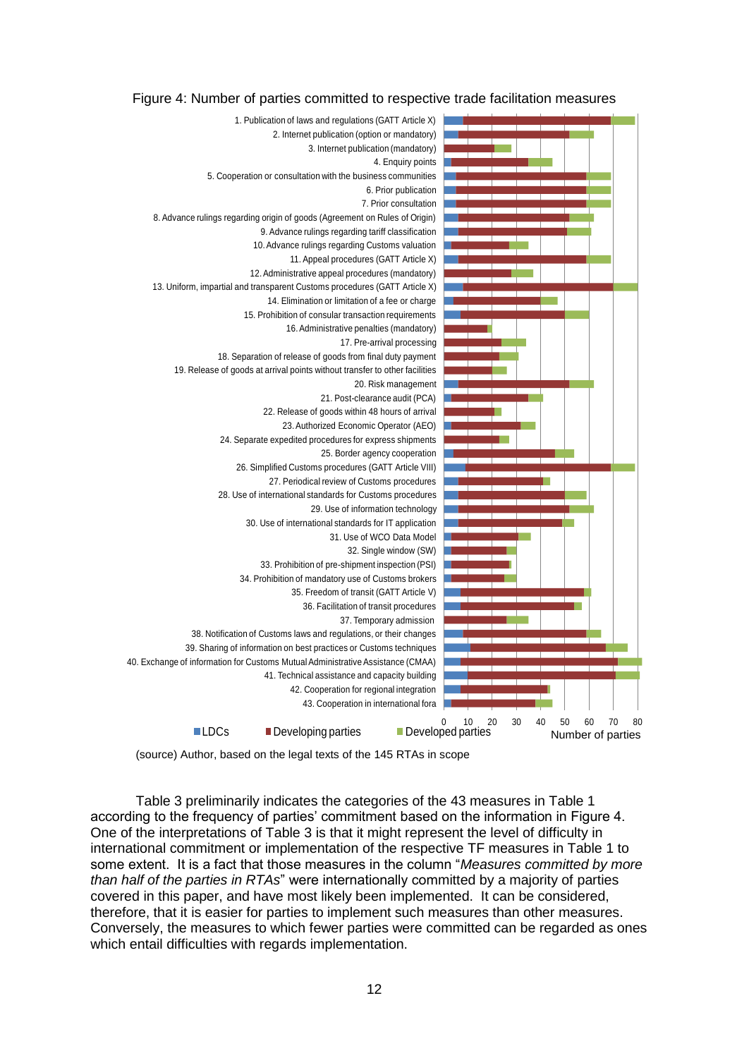Figure 4: Number of parties committed to respective trade facilitation measures

(source) Author, based on the legal texts of the 145 RTAs in scope

Table 3 preliminarily indicates the categories of the 43 measures in Table 1 according to the frequency of parties' commitment based on the information in Figure 4. One of the interpretations of Table 3 is that it might represent the level of difficulty in international commitment or implementation of the respective TF measures in Table 1 to some extent. It is a fact that those measures in the column "*Measures committed by more than half of the parties in RTAs*" were internationally committed by a majority of parties covered in this paper, and have most likely been implemented. It can be considered, therefore, that it is easier for parties to implement such measures than other measures. Conversely, the measures to which fewer parties were committed can be regarded as ones which entail difficulties with regards implementation.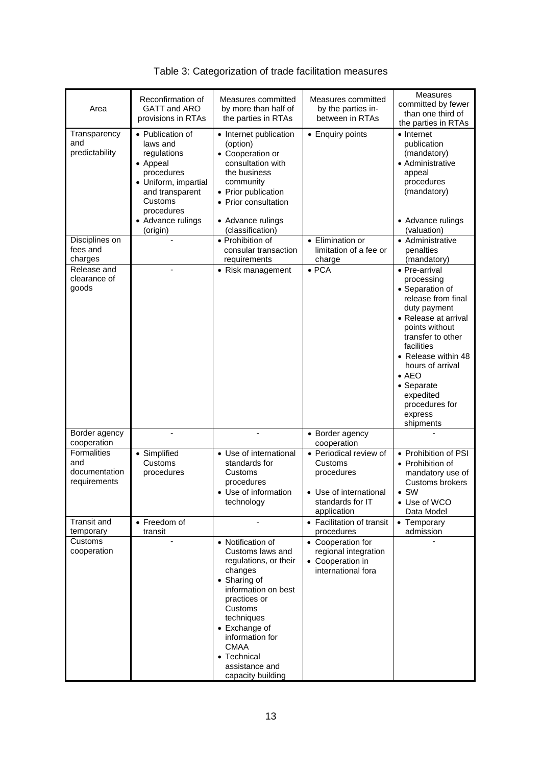Table 3: Categorization of trade facilitation measures

| Area | Reconfirmation of GATT and ARO provisions in RTAs | Measures committed by more than half of the parties in RTAs | Measures committed by the parties in-between in RTAs | Measures committed by fewer than one third of the parties in RTAs |
|---|---|---|---|---|
| Transparency and predictability | • Publication of laws and regulations<br>• Appeal procedures<br>• Uniform, impartial and transparent Customs procedures<br>• Advance rulings (origin) | • Internet publication (option)<br>• Cooperation or consultation with the business community<br>• Prior publication<br>• Prior consultation<br>• Advance rulings (classification) | • Enquiry points | • Internet publication (mandatory)<br>• Administrative appeal procedures (mandatory)<br>• Advance rulings (valuation) |
| Disciplines on fees and charges | - | • Prohibition of consular transaction requirements | • Elimination or limitation of a fee or charge | • Administrative penalties (mandatory) |
| Release and clearance of goods | - | • Risk management | • PCA | • Pre-arrival processing<br>• Separation of release from final duty payment<br>• Release at arrival points without transfer to other facilities<br>• Release within 48 hours of arrival<br>• AEO<br>• Separate expedited procedures for express shipments |
| Border agency cooperation | - | - | • Border agency cooperation | - |
| Formalities and documentation requirements | • Simplified Customs procedures | • Use of international standards for Customs procedures<br>• Use of information technology | • Periodical review of Customs procedures<br>• Use of international standards for IT application | • Prohibition of PSI<br>• Prohibition of mandatory use of Customs brokers<br>• SW<br>• Use of WCO Data Model |
| Transit and temporary | • Freedom of transit | - | • Facilitation of transit procedures | • Temporary admission |
| Customs cooperation | - | • Notification of Customs laws and regulations, or their changes<br>• Sharing of information on best practices or Customs techniques<br>• Exchange of information for CMAA<br>• Technical assistance and capacity building | • Cooperation for regional integration<br>• Cooperation in international fora | - |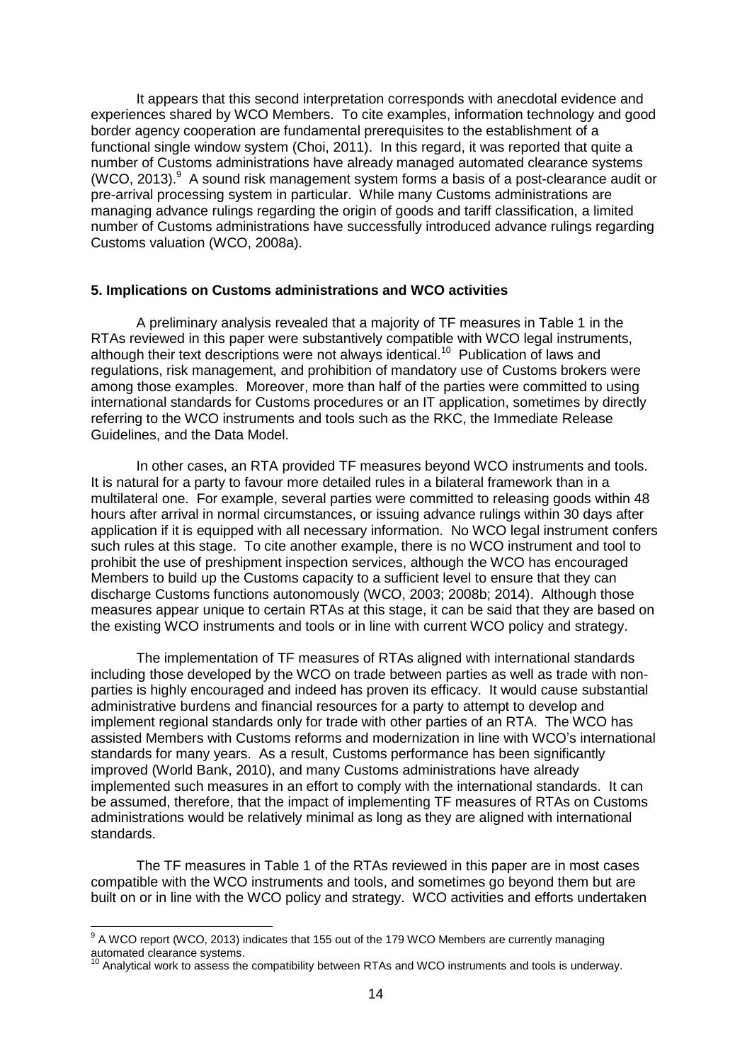It appears that this second interpretation corresponds with anecdotal evidence and experiences shared by WCO Members. To cite examples, information technology and good border agency cooperation are fundamental prerequisites to the establishment of a functional single window system (Choi, 2011). In this regard, it was reported that quite a number of Customs administrations have already managed automated clearance systems (WCO, 2013).[9] A sound risk management system forms a basis of a post-clearance audit or pre-arrival processing system in particular. While many Customs administrations are managing advance rulings regarding the origin of goods and tariff classification, a limited number of Customs administrations have successfully introduced advance rulings regarding Customs valuation (WCO, 2008a).

## 5. Implications on Customs administrations and WCO activities

A preliminary analysis revealed that a majority of TF measures in Table 1 in the RTAs reviewed in this paper were substantively compatible with WCO legal instruments, although their text descriptions were not always identical.[10] Publication of laws and regulations, risk management, and prohibition of mandatory use of Customs brokers were among those examples. Moreover, more than half of the parties were committed to using international standards for Customs procedures or an IT application, sometimes by directly referring to the WCO instruments and tools such as the RKC, the Immediate Release Guidelines, and the Data Model.

In other cases, an RTA provided TF measures beyond WCO instruments and tools. It is natural for a party to favour more detailed rules in a bilateral framework than in a multilateral one. For example, several parties were committed to releasing goods within 48 hours after arrival in normal circumstances, or issuing advance rulings within 30 days after application if it is equipped with all necessary information. No WCO legal instrument confers such rules at this stage. To cite another example, there is no WCO instrument and tool to prohibit the use of preshipment inspection services, although the WCO has encouraged Members to build up the Customs capacity to a sufficient level to ensure that they can discharge Customs functions autonomously (WCO, 2003; 2008b; 2014). Although those measures appear unique to certain RTAs at this stage, it can be said that they are based on the existing WCO instruments and tools or in line with current WCO policy and strategy.

The implementation of TF measures of RTAs aligned with international standards including those developed by the WCO on trade between parties as well as trade with non-parties is highly encouraged and indeed has proven its efficacy. It would cause substantial administrative burdens and financial resources for a party to attempt to develop and implement regional standards only for trade with other parties of an RTA. The WCO has assisted Members with Customs reforms and modernization in line with WCO's international standards for many years. As a result, Customs performance has been significantly improved (World Bank, 2010), and many Customs administrations have already implemented such measures in an effort to comply with the international standards. It can be assumed, therefore, that the impact of implementing TF measures of RTAs on Customs administrations would be relatively minimal as long as they are aligned with international standards.

The TF measures in Table 1 of the RTAs reviewed in this paper are in most cases compatible with the WCO instruments and tools, and sometimes go beyond them but are built on or in line with the WCO policy and strategy. WCO activities and efforts undertaken

---

[9] A WCO report (WCO, 2013) indicates that 155 out of the 179 WCO Members are currently managing automated clearance systems.

[10] Analytical work to assess the compatibility between RTAs and WCO instruments and tools is underway.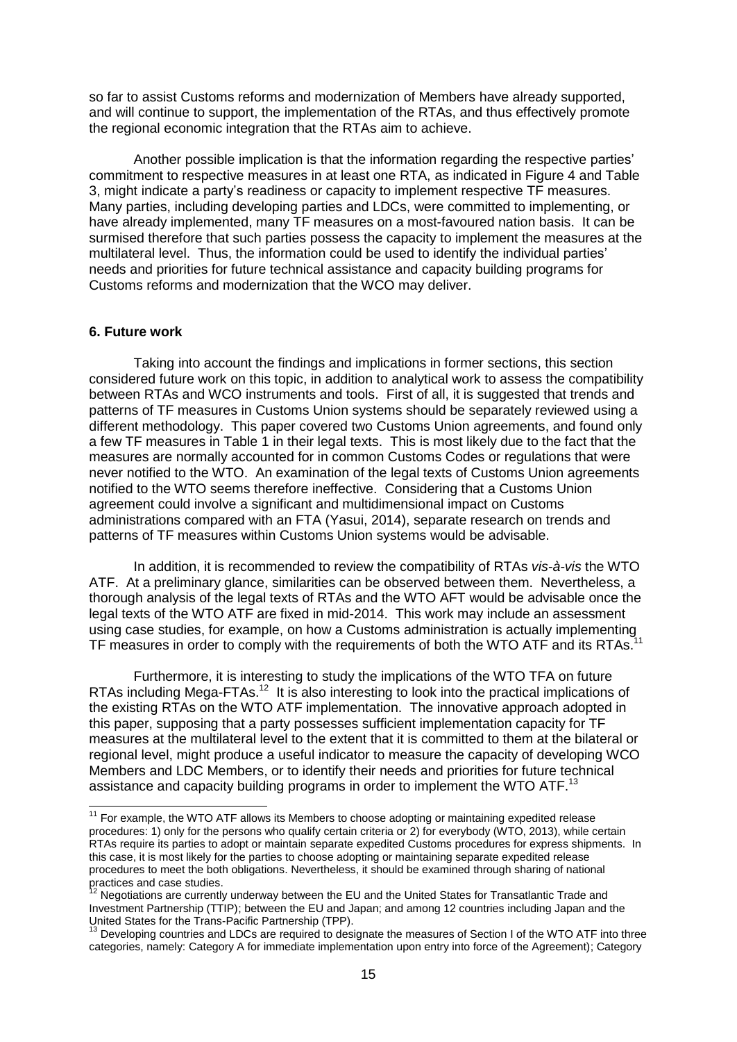so far to assist Customs reforms and modernization of Members have already supported, and will continue to support, the implementation of the RTAs, and thus effectively promote the regional economic integration that the RTAs aim to achieve.

Another possible implication is that the information regarding the respective parties' commitment to respective measures in at least one RTA, as indicated in Figure 4 and Table 3, might indicate a party's readiness or capacity to implement respective TF measures. Many parties, including developing parties and LDCs, were committed to implementing, or have already implemented, many TF measures on a most-favoured nation basis. It can be surmised therefore that such parties possess the capacity to implement the measures at the multilateral level. Thus, the information could be used to identify the individual parties' needs and priorities for future technical assistance and capacity building programs for Customs reforms and modernization that the WCO may deliver.

### 6. Future work

Taking into account the findings and implications in former sections, this section considered future work on this topic, in addition to analytical work to assess the compatibility between RTAs and WCO instruments and tools. First of all, it is suggested that trends and patterns of TF measures in Customs Union systems should be separately reviewed using a different methodology. This paper covered two Customs Union agreements, and found only a few TF measures in Table 1 in their legal texts. This is most likely due to the fact that the measures are normally accounted for in common Customs Codes or regulations that were never notified to the WTO. An examination of the legal texts of Customs Union agreements notified to the WTO seems therefore ineffective. Considering that a Customs Union agreement could involve a significant and multidimensional impact on Customs administrations compared with an FTA (Yasui, 2014), separate research on trends and patterns of TF measures within Customs Union systems would be advisable.

In addition, it is recommended to review the compatibility of RTAs *vis-à-vis* the WTO ATF. At a preliminary glance, similarities can be observed between them. Nevertheless, a thorough analysis of the legal texts of RTAs and the WTO AFT would be advisable once the legal texts of the WTO ATF are fixed in mid-2014. This work may include an assessment using case studies, for example, on how a Customs administration is actually implementing TF measures in order to comply with the requirements of both the WTO ATF and its RTAs.[11]

Furthermore, it is interesting to study the implications of the WTO TFA on future RTAs including Mega-FTAs.[12] It is also interesting to look into the practical implications of the existing RTAs on the WTO ATF implementation. The innovative approach adopted in this paper, supposing that a party possesses sufficient implementation capacity for TF measures at the multilateral level to the extent that it is committed to them at the bilateral or regional level, might produce a useful indicator to measure the capacity of developing WCO Members and LDC Members, or to identify their needs and priorities for future technical assistance and capacity building programs in order to implement the WTO ATF.[13]

---

[11] For example, the WTO ATF allows its Members to choose adopting or maintaining expedited release procedures: 1) only for the persons who qualify certain criteria or 2) for everybody (WTO, 2013), while certain RTAs require its parties to adopt or maintain separate expedited Customs procedures for express shipments. In this case, it is most likely for the parties to choose adopting or maintaining separate expedited release procedures to meet the both obligations. Nevertheless, it should be examined through sharing of national practices and case studies.

[12] Negotiations are currently underway between the EU and the United States for Transatlantic Trade and Investment Partnership (TTIP); between the EU and Japan; and among 12 countries including Japan and the United States for the Trans-Pacific Partnership (TPP).

[13] Developing countries and LDCs are required to designate the measures of Section I of the WTO ATF into three categories, namely: Category A for immediate implementation upon entry into force of the Agreement); Category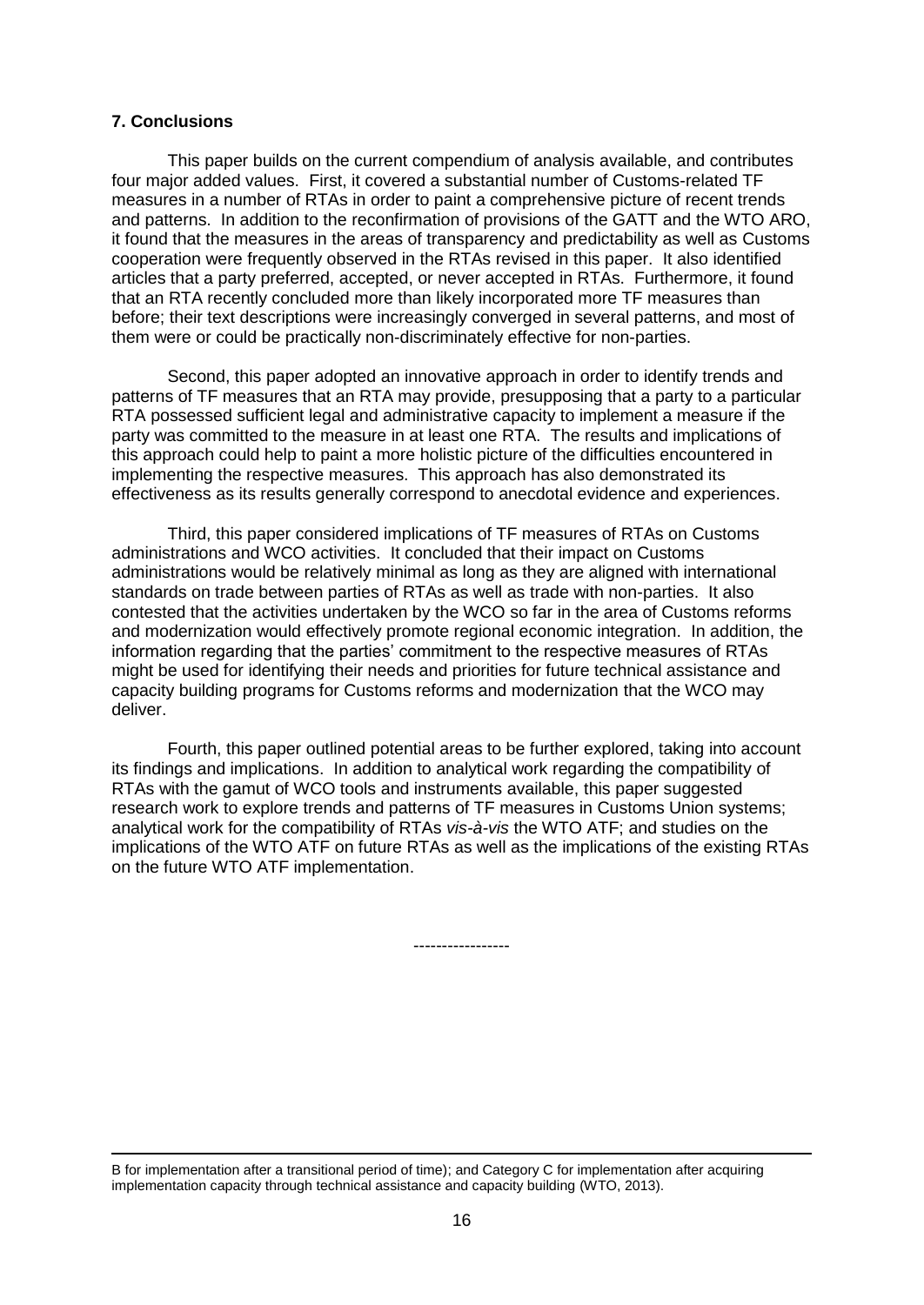## 7. Conclusions

This paper builds on the current compendium of analysis available, and contributes four major added values. First, it covered a substantial number of Customs-related TF measures in a number of RTAs in order to paint a comprehensive picture of recent trends and patterns. In addition to the reconfirmation of provisions of the GATT and the WTO ARO, it found that the measures in the areas of transparency and predictability as well as Customs cooperation were frequently observed in the RTAs revised in this paper. It also identified articles that a party preferred, accepted, or never accepted in RTAs. Furthermore, it found that an RTA recently concluded more than likely incorporated more TF measures than before; their text descriptions were increasingly converged in several patterns, and most of them were or could be practically non-discriminately effective for non-parties.

Second, this paper adopted an innovative approach in order to identify trends and patterns of TF measures that an RTA may provide, presupposing that a party to a particular RTA possessed sufficient legal and administrative capacity to implement a measure if the party was committed to the measure in at least one RTA. The results and implications of this approach could help to paint a more holistic picture of the difficulties encountered in implementing the respective measures. This approach has also demonstrated its effectiveness as its results generally correspond to anecdotal evidence and experiences.

Third, this paper considered implications of TF measures of RTAs on Customs administrations and WCO activities. It concluded that their impact on Customs administrations would be relatively minimal as long as they are aligned with international standards on trade between parties of RTAs as well as trade with non-parties. It also contested that the activities undertaken by the WCO so far in the area of Customs reforms and modernization would effectively promote regional economic integration. In addition, the information regarding that the parties' commitment to the respective measures of RTAs might be used for identifying their needs and priorities for future technical assistance and capacity building programs for Customs reforms and modernization that the WCO may deliver.

Fourth, this paper outlined potential areas to be further explored, taking into account its findings and implications. In addition to analytical work regarding the compatibility of RTAs with the gamut of WCO tools and instruments available, this paper suggested research work to explore trends and patterns of TF measures in Customs Union systems; analytical work for the compatibility of RTAs *vis-à-vis* the WTO ATF; and studies on the implications of the WTO ATF on future RTAs as well as the implications of the existing RTAs on the future WTO ATF implementation.

-----------------

B for implementation after a transitional period of time); and Category C for implementation after acquiring implementation capacity through technical assistance and capacity building (WTO, 2013).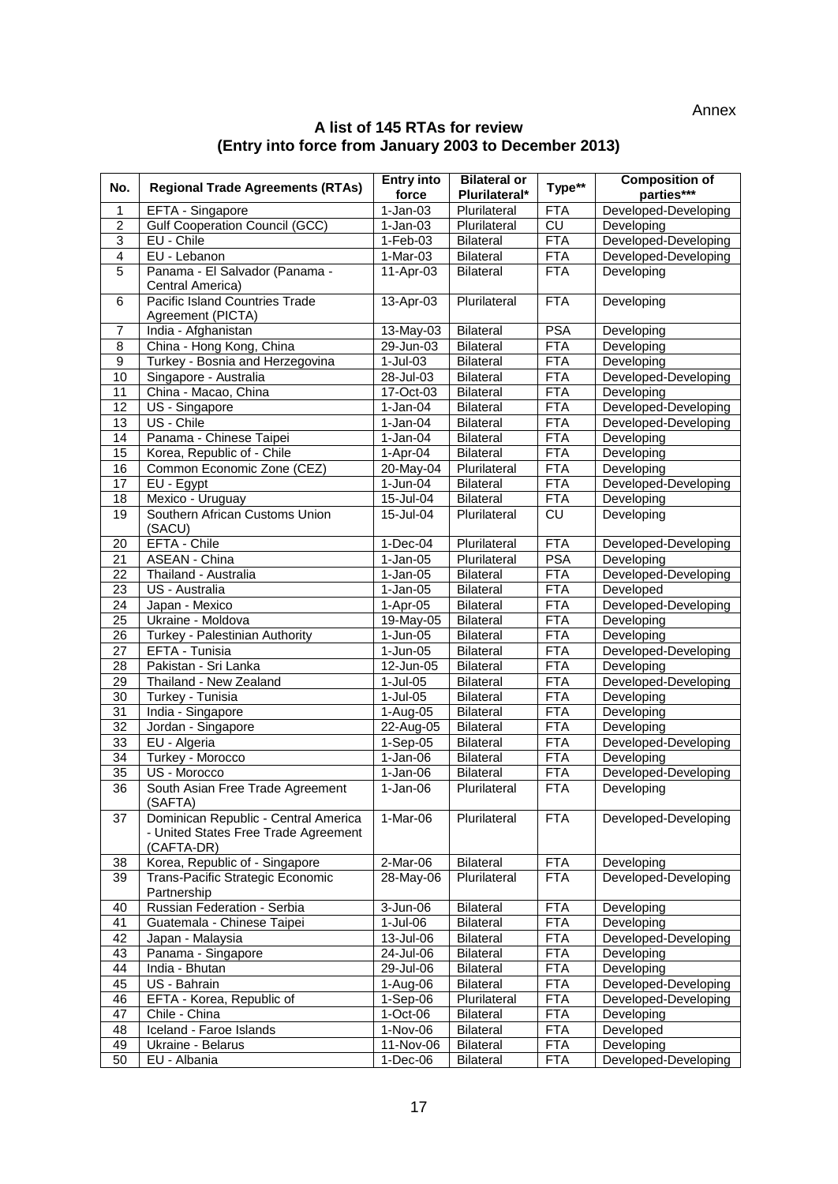Annex

## A list of 145 RTAs for review
## (Entry into force from January 2003 to December 2013)

| No. | Regional Trade Agreements (RTAs) | Entry into force | Bilateral or Plurilateral* | Type** | Composition of parties*** |
|---|---|---|---|---|---|
| 1 | EFTA - Singapore | 1-Jan-03 | Plurilateral | FTA | Developed-Developing |
| 2 | Gulf Cooperation Council (GCC) | 1-Jan-03 | Plurilateral | CU | Developing |
| 3 | EU - Chile | 1-Feb-03 | Bilateral | FTA | Developed-Developing |
| 4 | EU - Lebanon | 1-Mar-03 | Bilateral | FTA | Developed-Developing |
| 5 | Panama - El Salvador (Panama - Central America) | 11-Apr-03 | Bilateral | FTA | Developing |
| 6 | Pacific Island Countries Trade Agreement (PICTA) | 13-Apr-03 | Plurilateral | FTA | Developing |
| 7 | India - Afghanistan | 13-May-03 | Bilateral | PSA | Developing |
| 8 | China - Hong Kong, China | 29-Jun-03 | Bilateral | FTA | Developing |
| 9 | Turkey - Bosnia and Herzegovina | 1-Jul-03 | Bilateral | FTA | Developing |
| 10 | Singapore - Australia | 28-Jul-03 | Bilateral | FTA | Developed-Developing |
| 11 | China - Macao, China | 17-Oct-03 | Bilateral | FTA | Developing |
| 12 | US - Singapore | 1-Jan-04 | Bilateral | FTA | Developed-Developing |
| 13 | US - Chile | 1-Jan-04 | Bilateral | FTA | Developed-Developing |
| 14 | Panama - Chinese Taipei | 1-Jan-04 | Bilateral | FTA | Developing |
| 15 | Korea, Republic of - Chile | 1-Apr-04 | Bilateral | FTA | Developing |
| 16 | Common Economic Zone (CEZ) | 20-May-04 | Plurilateral | FTA | Developing |
| 17 | EU - Egypt | 1-Jun-04 | Bilateral | FTA | Developed-Developing |
| 18 | Mexico - Uruguay | 15-Jul-04 | Bilateral | FTA | Developing |
| 19 | Southern African Customs Union (SACU) | 15-Jul-04 | Plurilateral | CU | Developing |
| 20 | EFTA - Chile | 1-Dec-04 | Plurilateral | FTA | Developed-Developing |
| 21 | ASEAN - China | 1-Jan-05 | Plurilateral | PSA | Developing |
| 22 | Thailand - Australia | 1-Jan-05 | Bilateral | FTA | Developed-Developing |
| 23 | US - Australia | 1-Jan-05 | Bilateral | FTA | Developed |
| 24 | Japan - Mexico | 1-Apr-05 | Bilateral | FTA | Developed-Developing |
| 25 | Ukraine - Moldova | 19-May-05 | Bilateral | FTA | Developing |
| 26 | Turkey - Palestinian Authority | 1-Jun-05 | Bilateral | FTA | Developing |
| 27 | EFTA - Tunisia | 1-Jun-05 | Bilateral | FTA | Developed-Developing |
| 28 | Pakistan - Sri Lanka | 12-Jun-05 | Bilateral | FTA | Developing |
| 29 | Thailand - New Zealand | 1-Jul-05 | Bilateral | FTA | Developed-Developing |
| 30 | Turkey - Tunisia | 1-Jul-05 | Bilateral | FTA | Developing |
| 31 | India - Singapore | 1-Aug-05 | Bilateral | FTA | Developing |
| 32 | Jordan - Singapore | 22-Aug-05 | Bilateral | FTA | Developing |
| 33 | EU - Algeria | 1-Sep-05 | Bilateral | FTA | Developed-Developing |
| 34 | Turkey - Morocco | 1-Jan-06 | Bilateral | FTA | Developing |
| 35 | US - Morocco | 1-Jan-06 | Bilateral | FTA | Developed-Developing |
| 36 | South Asian Free Trade Agreement (SAFTA) | 1-Jan-06 | Plurilateral | FTA | Developing |
| 37 | Dominican Republic - Central America - United States Free Trade Agreement (CAFTA-DR) | 1-Mar-06 | Plurilateral | FTA | Developed-Developing |
| 38 | Korea, Republic of - Singapore | 2-Mar-06 | Bilateral | FTA | Developing |
| 39 | Trans-Pacific Strategic Economic Partnership | 28-May-06 | Plurilateral | FTA | Developed-Developing |
| 40 | Russian Federation - Serbia | 3-Jun-06 | Bilateral | FTA | Developing |
| 41 | Guatemala - Chinese Taipei | 1-Jul-06 | Bilateral | FTA | Developing |
| 42 | Japan - Malaysia | 13-Jul-06 | Bilateral | FTA | Developed-Developing |
| 43 | Panama - Singapore | 24-Jul-06 | Bilateral | FTA | Developing |
| 44 | India - Bhutan | 29-Jul-06 | Bilateral | FTA | Developing |
| 45 | US - Bahrain | 1-Aug-06 | Bilateral | FTA | Developed-Developing |
| 46 | EFTA - Korea, Republic of | 1-Sep-06 | Plurilateral | FTA | Developed-Developing |
| 47 | Chile - China | 1-Oct-06 | Bilateral | FTA | Developing |
| 48 | Iceland - Faroe Islands | 1-Nov-06 | Bilateral | FTA | Developed |
| 49 | Ukraine - Belarus | 11-Nov-06 | Bilateral | FTA | Developing |
| 50 | EU - Albania | 1-Dec-06 | Bilateral | FTA | Developed-Developing |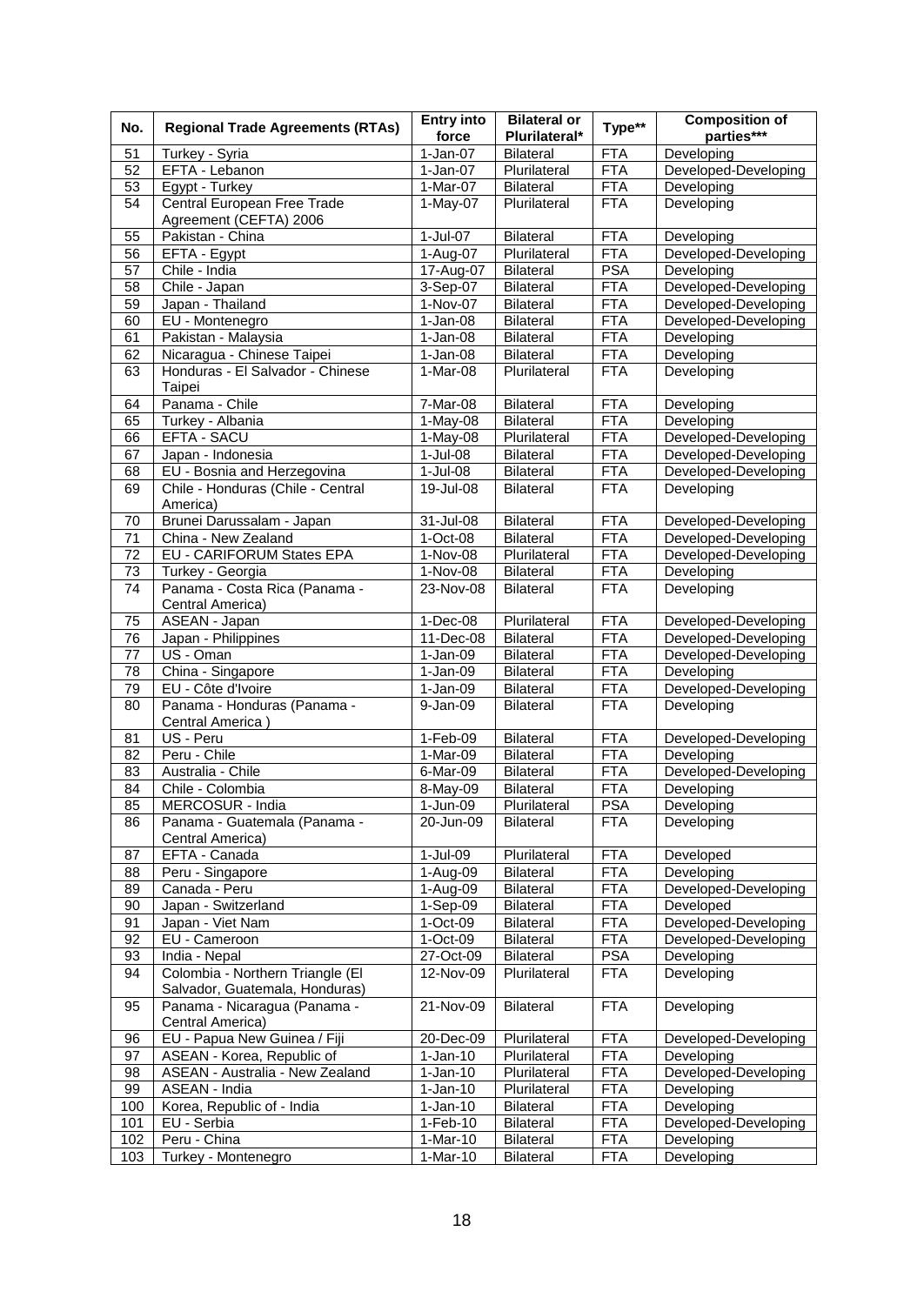| No. | Regional Trade Agreements (RTAs) | Entry into force | Bilateral or Plurilateral* | Type** | Composition of parties*** |
|---|---|---|---|---|---|
| 51 | Turkey - Syria | 1-Jan-07 | Bilateral | FTA | Developing |
| 52 | EFTA - Lebanon | 1-Jan-07 | Plurilateral | FTA | Developed-Developing |
| 53 | Egypt - Turkey | 1-Mar-07 | Bilateral | FTA | Developing |
| 54 | Central European Free Trade Agreement (CEFTA) 2006 | 1-May-07 | Plurilateral | FTA | Developing |
| 55 | Pakistan - China | 1-Jul-07 | Bilateral | FTA | Developing |
| 56 | EFTA - Egypt | 1-Aug-07 | Plurilateral | FTA | Developed-Developing |
| 57 | Chile - India | 17-Aug-07 | Bilateral | PSA | Developing |
| 58 | Chile - Japan | 3-Sep-07 | Bilateral | FTA | Developed-Developing |
| 59 | Japan - Thailand | 1-Nov-07 | Bilateral | FTA | Developed-Developing |
| 60 | EU - Montenegro | 1-Jan-08 | Bilateral | FTA | Developed-Developing |
| 61 | Pakistan - Malaysia | 1-Jan-08 | Bilateral | FTA | Developing |
| 62 | Nicaragua - Chinese Taipei | 1-Jan-08 | Bilateral | FTA | Developing |
| 63 | Honduras - El Salvador - Chinese Taipei | 1-Mar-08 | Plurilateral | FTA | Developing |
| 64 | Panama - Chile | 7-Mar-08 | Bilateral | FTA | Developing |
| 65 | Turkey - Albania | 1-May-08 | Bilateral | FTA | Developing |
| 66 | EFTA - SACU | 1-May-08 | Plurilateral | FTA | Developed-Developing |
| 67 | Japan - Indonesia | 1-Jul-08 | Bilateral | FTA | Developed-Developing |
| 68 | EU - Bosnia and Herzegovina | 1-Jul-08 | Bilateral | FTA | Developed-Developing |
| 69 | Chile - Honduras (Chile - Central America) | 19-Jul-08 | Bilateral | FTA | Developing |
| 70 | Brunei Darussalam - Japan | 31-Jul-08 | Bilateral | FTA | Developed-Developing |
| 71 | China - New Zealand | 1-Oct-08 | Bilateral | FTA | Developed-Developing |
| 72 | EU - CARIFORUM States EPA | 1-Nov-08 | Plurilateral | FTA | Developed-Developing |
| 73 | Turkey - Georgia | 1-Nov-08 | Bilateral | FTA | Developing |
| 74 | Panama - Costa Rica (Panama - Central America) | 23-Nov-08 | Bilateral | FTA | Developing |
| 75 | ASEAN - Japan | 1-Dec-08 | Plurilateral | FTA | Developed-Developing |
| 76 | Japan - Philippines | 11-Dec-08 | Bilateral | FTA | Developed-Developing |
| 77 | US - Oman | 1-Jan-09 | Bilateral | FTA | Developed-Developing |
| 78 | China - Singapore | 1-Jan-09 | Bilateral | FTA | Developing |
| 79 | EU - Côte d'Ivoire | 1-Jan-09 | Bilateral | FTA | Developed-Developing |
| 80 | Panama - Honduras (Panama - Central America ) | 9-Jan-09 | Bilateral | FTA | Developing |
| 81 | US - Peru | 1-Feb-09 | Bilateral | FTA | Developed-Developing |
| 82 | Peru - Chile | 1-Mar-09 | Bilateral | FTA | Developing |
| 83 | Australia - Chile | 6-Mar-09 | Bilateral | FTA | Developed-Developing |
| 84 | Chile - Colombia | 8-May-09 | Bilateral | FTA | Developing |
| 85 | MERCOSUR - India | 1-Jun-09 | Plurilateral | PSA | Developing |
| 86 | Panama - Guatemala (Panama - Central America) | 20-Jun-09 | Bilateral | FTA | Developing |
| 87 | EFTA - Canada | 1-Jul-09 | Plurilateral | FTA | Developed |
| 88 | Peru - Singapore | 1-Aug-09 | Bilateral | FTA | Developing |
| 89 | Canada - Peru | 1-Aug-09 | Bilateral | FTA | Developed-Developing |
| 90 | Japan - Switzerland | 1-Sep-09 | Bilateral | FTA | Developed |
| 91 | Japan - Viet Nam | 1-Oct-09 | Bilateral | FTA | Developed-Developing |
| 92 | EU - Cameroon | 1-Oct-09 | Bilateral | FTA | Developed-Developing |
| 93 | India - Nepal | 27-Oct-09 | Bilateral | PSA | Developing |
| 94 | Colombia - Northern Triangle (El Salvador, Guatemala, Honduras) | 12-Nov-09 | Plurilateral | FTA | Developing |
| 95 | Panama - Nicaragua (Panama - Central America) | 21-Nov-09 | Bilateral | FTA | Developing |
| 96 | EU - Papua New Guinea / Fiji | 20-Dec-09 | Plurilateral | FTA | Developed-Developing |
| 97 | ASEAN - Korea, Republic of | 1-Jan-10 | Plurilateral | FTA | Developing |
| 98 | ASEAN - Australia - New Zealand | 1-Jan-10 | Plurilateral | FTA | Developed-Developing |
| 99 | ASEAN - India | 1-Jan-10 | Plurilateral | FTA | Developing |
| 100 | Korea, Republic of - India | 1-Jan-10 | Bilateral | FTA | Developing |
| 101 | EU - Serbia | 1-Feb-10 | Bilateral | FTA | Developed-Developing |
| 102 | Peru - China | 1-Mar-10 | Bilateral | FTA | Developing |
| 103 | Turkey - Montenegro | 1-Mar-10 | Bilateral | FTA | Developing |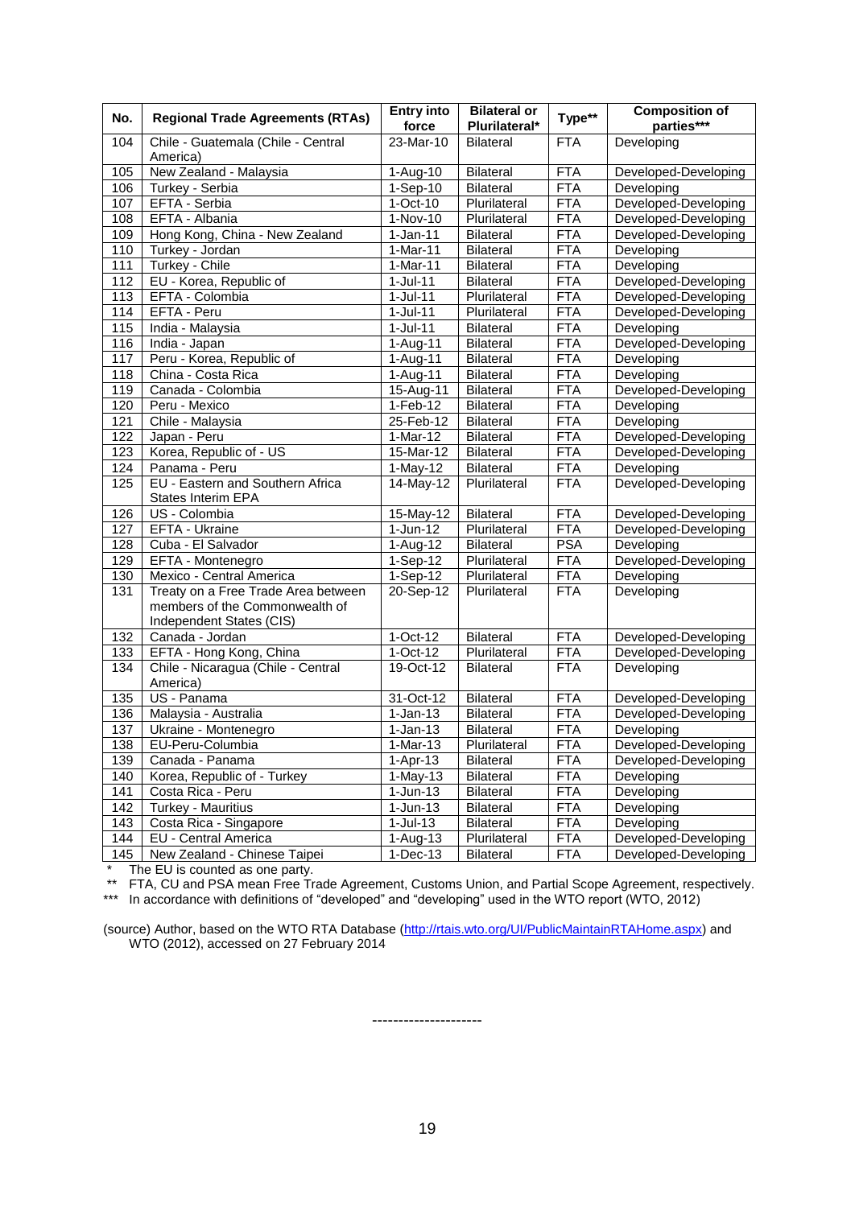| No. | Regional Trade Agreements (RTAs) | Entry into force | Bilateral or Plurilateral* | Type** | Composition of parties*** |
|---|---|---|---|---|---|
| 104 | Chile - Guatemala (Chile - Central America) | 23-Mar-10 | Bilateral | FTA | Developing |
| 105 | New Zealand - Malaysia | 1-Aug-10 | Bilateral | FTA | Developed-Developing |
| 106 | Turkey - Serbia | 1-Sep-10 | Bilateral | FTA | Developing |
| 107 | EFTA - Serbia | 1-Oct-10 | Plurilateral | FTA | Developed-Developing |
| 108 | EFTA - Albania | 1-Nov-10 | Plurilateral | FTA | Developed-Developing |
| 109 | Hong Kong, China - New Zealand | 1-Jan-11 | Bilateral | FTA | Developed-Developing |
| 110 | Turkey - Jordan | 1-Mar-11 | Bilateral | FTA | Developing |
| 111 | Turkey - Chile | 1-Mar-11 | Bilateral | FTA | Developing |
| 112 | EU - Korea, Republic of | 1-Jul-11 | Bilateral | FTA | Developed-Developing |
| 113 | EFTA - Colombia | 1-Jul-11 | Plurilateral | FTA | Developed-Developing |
| 114 | EFTA - Peru | 1-Jul-11 | Plurilateral | FTA | Developed-Developing |
| 115 | India - Malaysia | 1-Jul-11 | Bilateral | FTA | Developing |
| 116 | India - Japan | 1-Aug-11 | Bilateral | FTA | Developed-Developing |
| 117 | Peru - Korea, Republic of | 1-Aug-11 | Bilateral | FTA | Developing |
| 118 | China - Costa Rica | 1-Aug-11 | Bilateral | FTA | Developing |
| 119 | Canada - Colombia | 15-Aug-11 | Bilateral | FTA | Developed-Developing |
| 120 | Peru - Mexico | 1-Feb-12 | Bilateral | FTA | Developing |
| 121 | Chile - Malaysia | 25-Feb-12 | Bilateral | FTA | Developing |
| 122 | Japan - Peru | 1-Mar-12 | Bilateral | FTA | Developed-Developing |
| 123 | Korea, Republic of - US | 15-Mar-12 | Bilateral | FTA | Developed-Developing |
| 124 | Panama - Peru | 1-May-12 | Bilateral | FTA | Developing |
| 125 | EU - Eastern and Southern Africa States Interim EPA | 14-May-12 | Plurilateral | FTA | Developed-Developing |
| 126 | US - Colombia | 15-May-12 | Bilateral | FTA | Developed-Developing |
| 127 | EFTA - Ukraine | 1-Jun-12 | Plurilateral | FTA | Developed-Developing |
| 128 | Cuba - El Salvador | 1-Aug-12 | Bilateral | PSA | Developing |
| 129 | EFTA - Montenegro | 1-Sep-12 | Plurilateral | FTA | Developed-Developing |
| 130 | Mexico - Central America | 1-Sep-12 | Plurilateral | FTA | Developing |
| 131 | Treaty on a Free Trade Area between members of the Commonwealth of Independent States (CIS) | 20-Sep-12 | Plurilateral | FTA | Developing |
| 132 | Canada - Jordan | 1-Oct-12 | Bilateral | FTA | Developed-Developing |
| 133 | EFTA - Hong Kong, China | 1-Oct-12 | Plurilateral | FTA | Developed-Developing |
| 134 | Chile - Nicaragua (Chile - Central America) | 19-Oct-12 | Bilateral | FTA | Developing |
| 135 | US - Panama | 31-Oct-12 | Bilateral | FTA | Developed-Developing |
| 136 | Malaysia - Australia | 1-Jan-13 | Bilateral | FTA | Developed-Developing |
| 137 | Ukraine - Montenegro | 1-Jan-13 | Bilateral | FTA | Developing |
| 138 | EU-Peru-Columbia | 1-Mar-13 | Plurilateral | FTA | Developed-Developing |
| 139 | Canada - Panama | 1-Apr-13 | Bilateral | FTA | Developed-Developing |
| 140 | Korea, Republic of - Turkey | 1-May-13 | Bilateral | FTA | Developing |
| 141 | Costa Rica - Peru | 1-Jun-13 | Bilateral | FTA | Developing |
| 142 | Turkey - Mauritius | 1-Jun-13 | Bilateral | FTA | Developing |
| 143 | Costa Rica - Singapore | 1-Jul-13 | Bilateral | FTA | Developing |
| 144 | EU - Central America | 1-Aug-13 | Plurilateral | FTA | Developed-Developing |
| 145 | New Zealand - Chinese Taipei | 1-Dec-13 | Bilateral | FTA | Developed-Developing |

\* The EU is counted as one party.

** FTA, CU and PSA mean Free Trade Agreement, Customs Union, and Partial Scope Agreement, respectively.

*** In accordance with definitions of "developed" and "developing" used in the WTO report (WTO, 2012)

(source) Author, based on the WTO RTA Database (http://rtais.wto.org/UI/PublicMaintainRTAHome.aspx) and WTO (2012), accessed on 27 February 2014

---------------------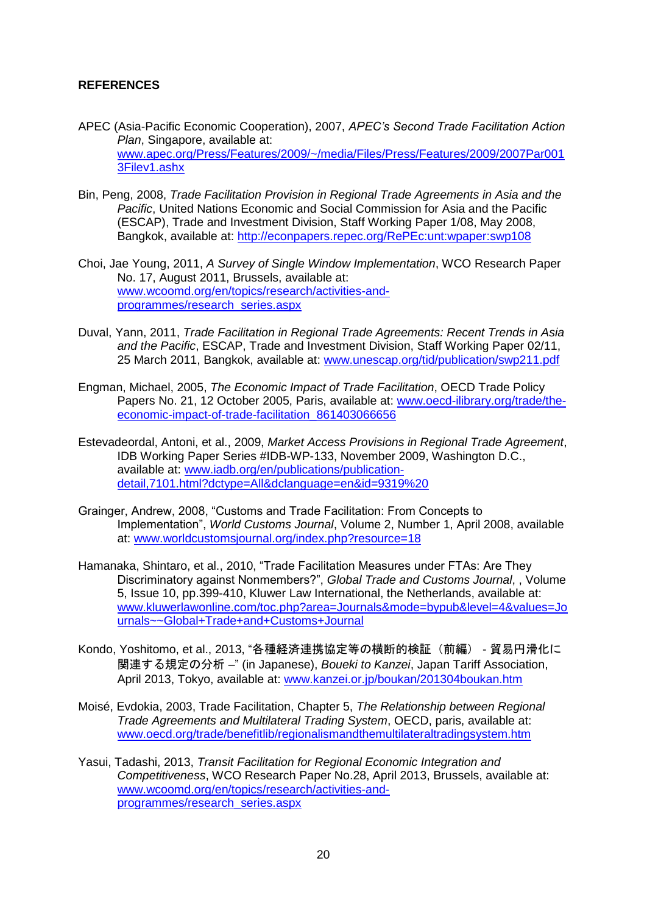## REFERENCES

APEC (Asia-Pacific Economic Cooperation), 2007, *APEC's Second Trade Facilitation Action Plan*, Singapore, available at: www.apec.org/Press/Features/2009/~/media/Files/Press/Features/2009/2007Par0013Filev1.ashx

Bin, Peng, 2008, *Trade Facilitation Provision in Regional Trade Agreements in Asia and the Pacific*, United Nations Economic and Social Commission for Asia and the Pacific (ESCAP), Trade and Investment Division, Staff Working Paper 1/08, May 2008, Bangkok, available at: http://econpapers.repec.org/RePEc:unt:wpaper:swp108

Choi, Jae Young, 2011, *A Survey of Single Window Implementation*, WCO Research Paper No. 17, August 2011, Brussels, available at: www.wcoomd.org/en/topics/research/activities-and-programmes/research_series.aspx

Duval, Yann, 2011, *Trade Facilitation in Regional Trade Agreements: Recent Trends in Asia and the Pacific*, ESCAP, Trade and Investment Division, Staff Working Paper 02/11, 25 March 2011, Bangkok, available at: www.unescap.org/tid/publication/swp211.pdf

Engman, Michael, 2005, *The Economic Impact of Trade Facilitation*, OECD Trade Policy Papers No. 21, 12 October 2005, Paris, available at: www.oecd-ilibrary.org/trade/the-economic-impact-of-trade-facilitation_861403066656

Estevadeordal, Antoni, et al., 2009, *Market Access Provisions in Regional Trade Agreement*, IDB Working Paper Series #IDB-WP-133, November 2009, Washington D.C., available at: www.iadb.org/en/publications/publication-detail,7101.html?dctype=All&dclanguage=en&id=9319%20

Grainger, Andrew, 2008, "Customs and Trade Facilitation: From Concepts to Implementation", *World Customs Journal*, Volume 2, Number 1, April 2008, available at: www.worldcustomsjournal.org/index.php?resource=18

Hamanaka, Shintaro, et al., 2010, "Trade Facilitation Measures under FTAs: Are They Discriminatory against Nonmembers?", *Global Trade and Customs Journal*, , Volume 5, Issue 10, pp.399-410, Kluwer Law International, the Netherlands, available at: www.kluwerlawonline.com/toc.php?area=Journals&mode=bypub&level=4&values=Journals~~Global+Trade+and+Customs+Journal

Kondo, Yoshitomo, et al., 2013, "各種経済連携協定等の横断的検証（前編） - 貿易円滑化に関連する規定の分析 –" (in Japanese), *Boueki to Kanzei*, Japan Tariff Association, April 2013, Tokyo, available at: www.kanzei.or.jp/boukan/201304boukan.htm

Moisé, Evdokia, 2003, Trade Facilitation, Chapter 5, *The Relationship between Regional Trade Agreements and Multilateral Trading System*, OECD, paris, available at: www.oecd.org/trade/benefitlib/regionalismandthemultilateraltradingsystem.htm

Yasui, Tadashi, 2013, *Transit Facilitation for Regional Economic Integration and Competitiveness*, WCO Research Paper No.28, April 2013, Brussels, available at: www.wcoomd.org/en/topics/research/activities-and-programmes/research_series.aspx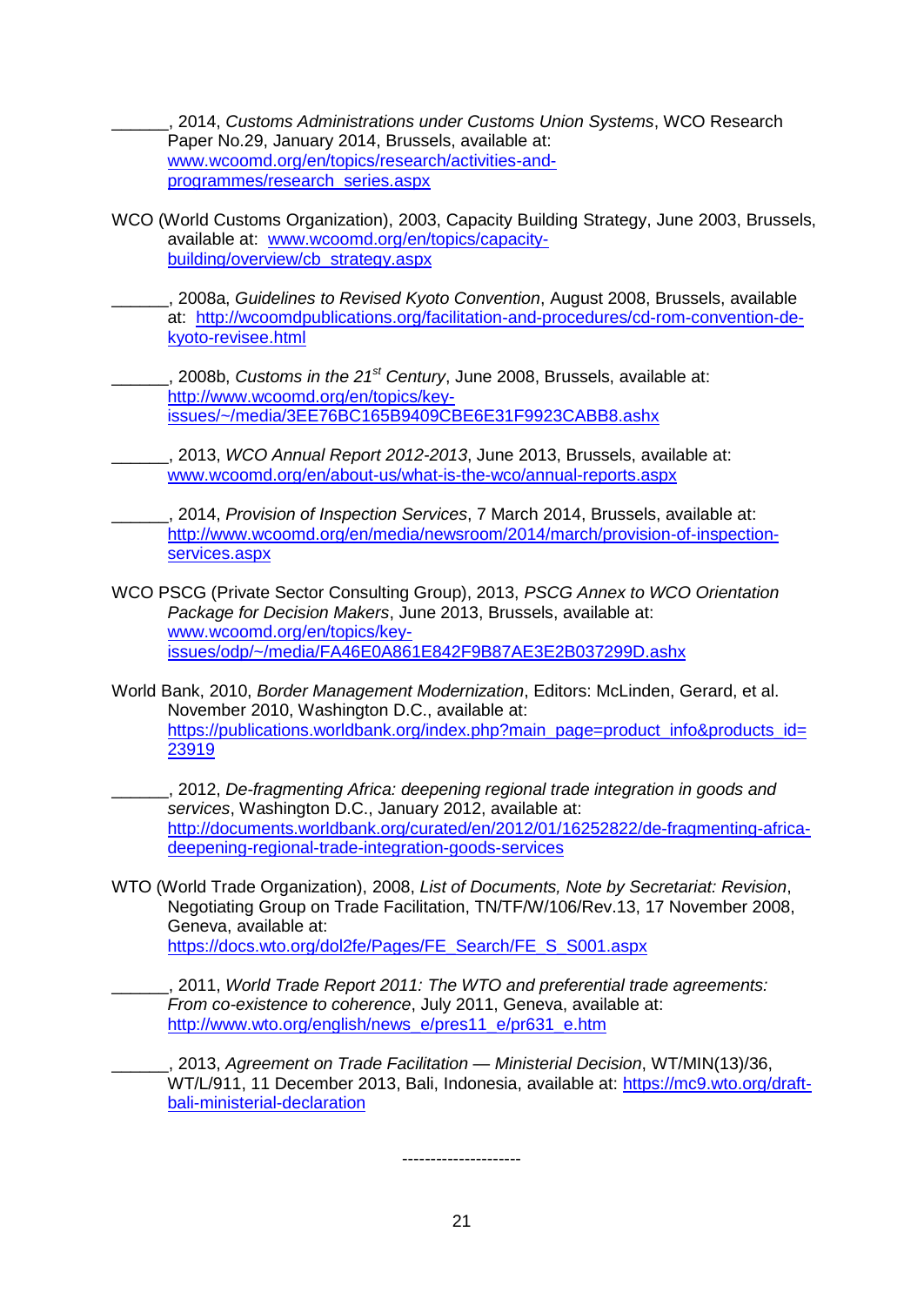______, 2014, *Customs Administrations under Customs Union Systems*, WCO Research Paper No.29, January 2014, Brussels, available at: www.wcoomd.org/en/topics/research/activities-and-programmes/research_series.aspx

WCO (World Customs Organization), 2003, Capacity Building Strategy, June 2003, Brussels, available at: www.wcoomd.org/en/topics/capacity-building/overview/cb_strategy.aspx

______, 2008a, *Guidelines to Revised Kyoto Convention*, August 2008, Brussels, available at: http://wcoomdpublications.org/facilitation-and-procedures/cd-rom-convention-de-kyoto-revisee.html

______, 2008b, *Customs in the 21st Century*, June 2008, Brussels, available at: http://www.wcoomd.org/en/topics/key-issues/~/media/3EE76BC165B9409CBE6E31F9923CABB8.ashx

______, 2013, *WCO Annual Report 2012-2013*, June 2013, Brussels, available at: www.wcoomd.org/en/about-us/what-is-the-wco/annual-reports.aspx

______, 2014, *Provision of Inspection Services*, 7 March 2014, Brussels, available at: http://www.wcoomd.org/en/media/newsroom/2014/march/provision-of-inspection-services.aspx

WCO PSCG (Private Sector Consulting Group), 2013, *PSCG Annex to WCO Orientation Package for Decision Makers*, June 2013, Brussels, available at: www.wcoomd.org/en/topics/key-issues/odp/~/media/FA46E0A861E842F9B87AE3E2B037299D.ashx

World Bank, 2010, *Border Management Modernization*, Editors: McLinden, Gerard, et al. November 2010, Washington D.C., available at: https://publications.worldbank.org/index.php?main_page=product_info&products_id=23919

______, 2012, *De-fragmenting Africa: deepening regional trade integration in goods and services*, Washington D.C., January 2012, available at: http://documents.worldbank.org/curated/en/2012/01/16252822/de-fragmenting-africa-deepening-regional-trade-integration-goods-services

WTO (World Trade Organization), 2008, *List of Documents, Note by Secretariat: Revision*, Negotiating Group on Trade Facilitation, TN/TF/W/106/Rev.13, 17 November 2008, Geneva, available at: https://docs.wto.org/dol2fe/Pages/FE_Search/FE_S_S001.aspx

______, 2011, *World Trade Report 2011: The WTO and preferential trade agreements: From co-existence to coherence*, July 2011, Geneva, available at: http://www.wto.org/english/news_e/pres11_e/pr631_e.htm

______, 2013, *Agreement on Trade Facilitation — Ministerial Decision*, WT/MIN(13)/36, WT/L/911, 11 December 2013, Bali, Indonesia, available at: https://mc9.wto.org/draft-bali-ministerial-declaration

---------------------